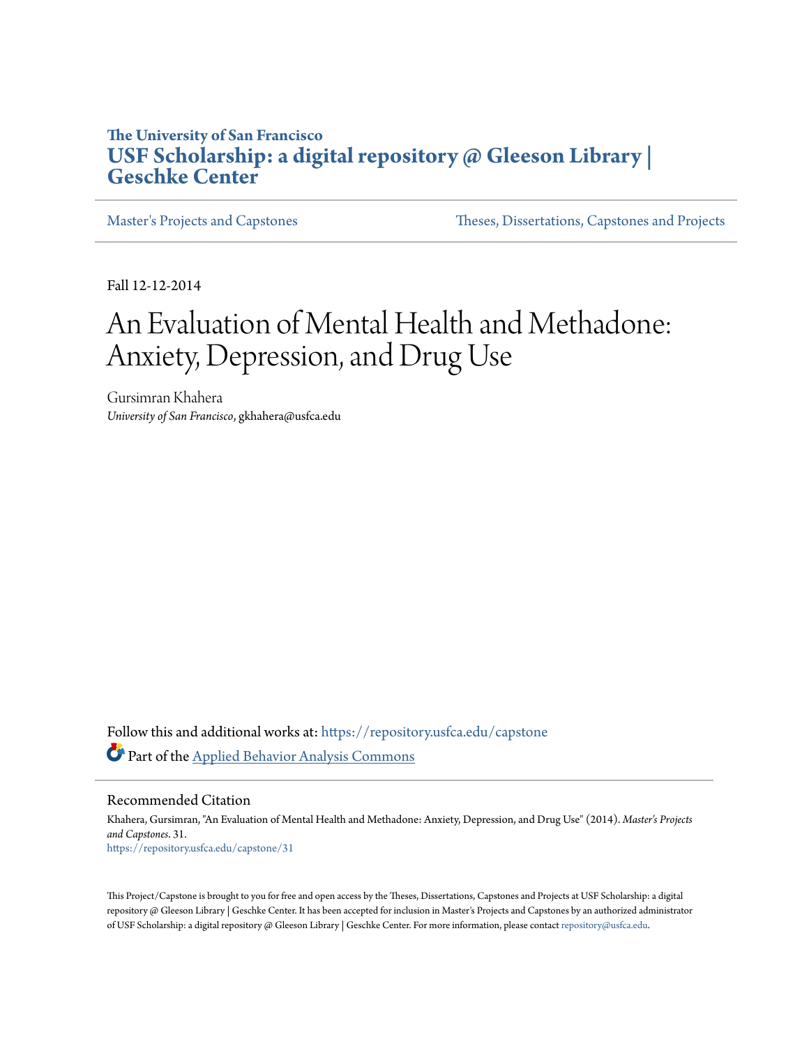**The University of San Francisco**

**USF Scholarship: a digital repository @ Gleeson Library | Geschke Center**

Master's Projects and Capstones | Theses, Dissertations, Capstones and Projects

Fall 12-12-2014

# An Evaluation of Mental Health and Methadone: Anxiety, Depression, and Drug Use

Gursimran Khahera
*University of San Francisco*, gkhahera@usfca.edu

Follow this and additional works at: https://repository.usfca.edu/capstone

Part of the Applied Behavior Analysis Commons

## Recommended Citation

Khahera, Gursimran, "An Evaluation of Mental Health and Methadone: Anxiety, Depression, and Drug Use" (2014). *Master's Projects and Capstones*. 31.
https://repository.usfca.edu/capstone/31

This Project/Capstone is brought to you for free and open access by the Theses, Dissertations, Capstones and Projects at USF Scholarship: a digital repository @ Gleeson Library | Geschke Center. It has been accepted for inclusion in Master's Projects and Capstones by an authorized administrator of USF Scholarship: a digital repository @ Gleeson Library | Geschke Center. For more information, please contact repository@usfca.edu.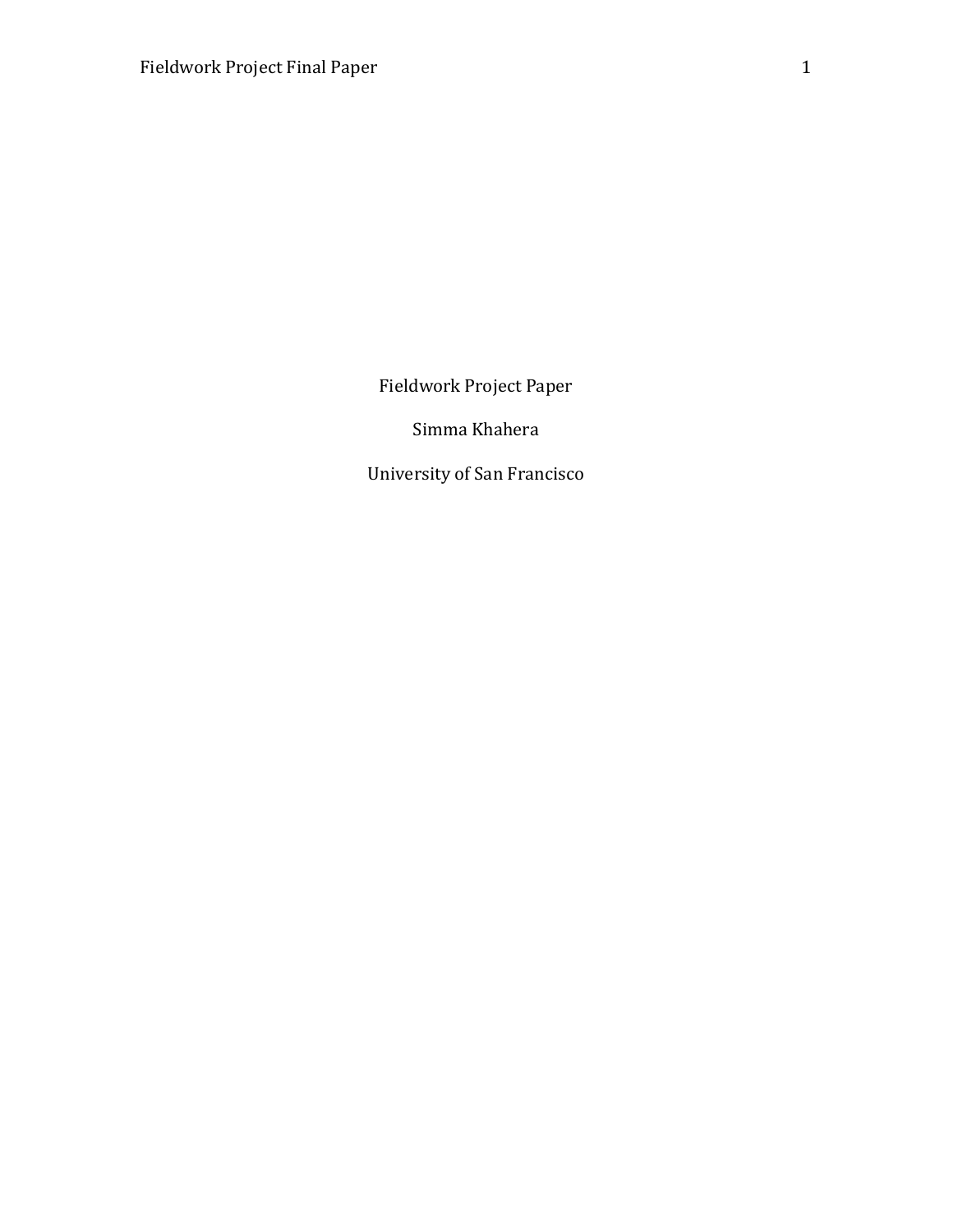Fieldwork Project Paper

Simma Khahera

University of San Francisco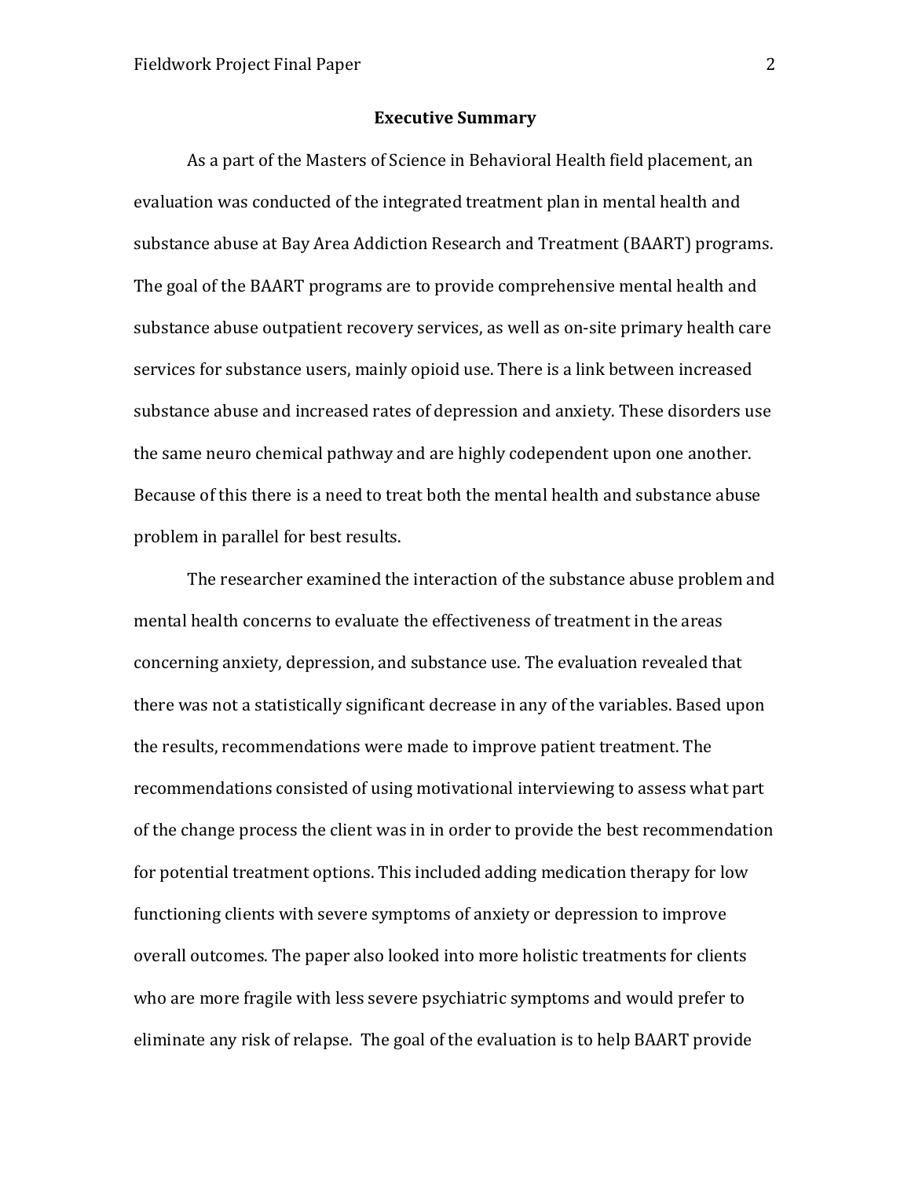## Executive Summary

As a part of the Masters of Science in Behavioral Health field placement, an evaluation was conducted of the integrated treatment plan in mental health and substance abuse at Bay Area Addiction Research and Treatment (BAART) programs. The goal of the BAART programs are to provide comprehensive mental health and substance abuse outpatient recovery services, as well as on-site primary health care services for substance users, mainly opioid use. There is a link between increased substance abuse and increased rates of depression and anxiety. These disorders use the same neuro chemical pathway and are highly codependent upon one another. Because of this there is a need to treat both the mental health and substance abuse problem in parallel for best results.

The researcher examined the interaction of the substance abuse problem and mental health concerns to evaluate the effectiveness of treatment in the areas concerning anxiety, depression, and substance use. The evaluation revealed that there was not a statistically significant decrease in any of the variables. Based upon the results, recommendations were made to improve patient treatment. The recommendations consisted of using motivational interviewing to assess what part of the change process the client was in in order to provide the best recommendation for potential treatment options. This included adding medication therapy for low functioning clients with severe symptoms of anxiety or depression to improve overall outcomes. The paper also looked into more holistic treatments for clients who are more fragile with less severe psychiatric symptoms and would prefer to eliminate any risk of relapse. The goal of the evaluation is to help BAART provide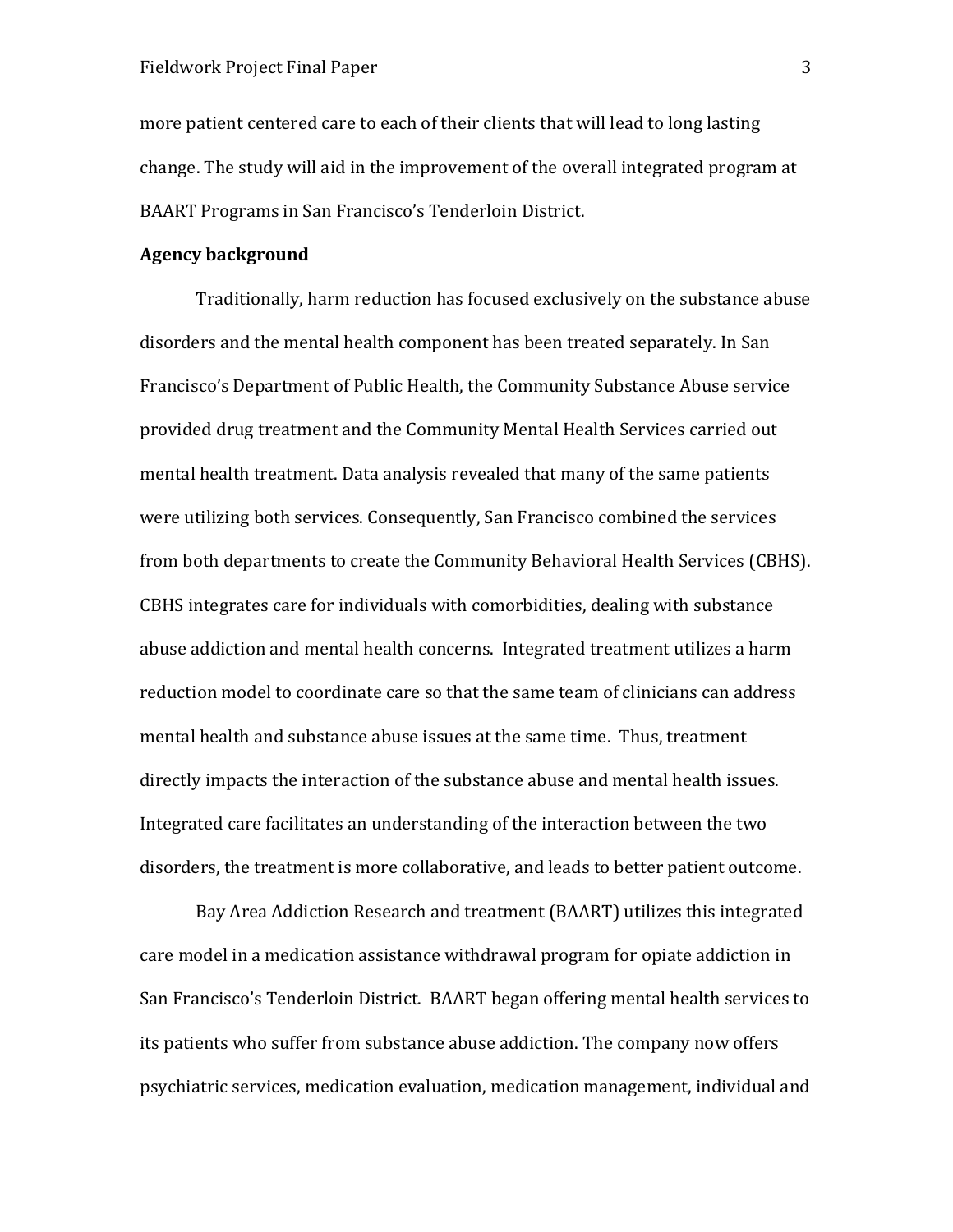more patient centered care to each of their clients that will lead to long lasting change. The study will aid in the improvement of the overall integrated program at BAART Programs in San Francisco's Tenderloin District.

**Agency background**

Traditionally, harm reduction has focused exclusively on the substance abuse disorders and the mental health component has been treated separately. In San Francisco's Department of Public Health, the Community Substance Abuse service provided drug treatment and the Community Mental Health Services carried out mental health treatment. Data analysis revealed that many of the same patients were utilizing both services. Consequently, San Francisco combined the services from both departments to create the Community Behavioral Health Services (CBHS). CBHS integrates care for individuals with comorbidities, dealing with substance abuse addiction and mental health concerns. Integrated treatment utilizes a harm reduction model to coordinate care so that the same team of clinicians can address mental health and substance abuse issues at the same time. Thus, treatment directly impacts the interaction of the substance abuse and mental health issues. Integrated care facilitates an understanding of the interaction between the two disorders, the treatment is more collaborative, and leads to better patient outcome.

Bay Area Addiction Research and treatment (BAART) utilizes this integrated care model in a medication assistance withdrawal program for opiate addiction in San Francisco's Tenderloin District. BAART began offering mental health services to its patients who suffer from substance abuse addiction. The company now offers psychiatric services, medication evaluation, medication management, individual and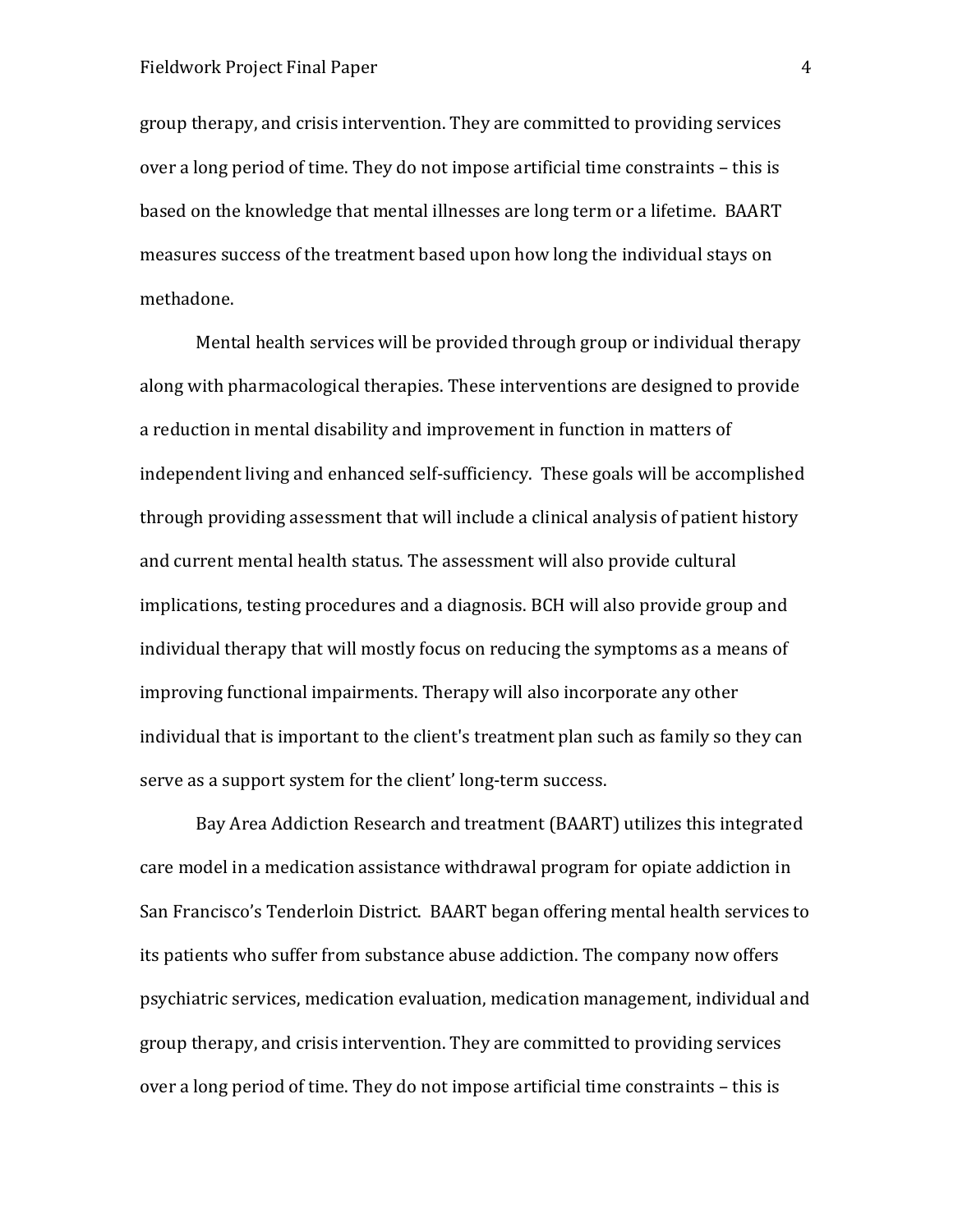group therapy, and crisis intervention. They are committed to providing services over a long period of time. They do not impose artificial time constraints – this is based on the knowledge that mental illnesses are long term or a lifetime. BAART measures success of the treatment based upon how long the individual stays on methadone.

Mental health services will be provided through group or individual therapy along with pharmacological therapies. These interventions are designed to provide a reduction in mental disability and improvement in function in matters of independent living and enhanced self-sufficiency. These goals will be accomplished through providing assessment that will include a clinical analysis of patient history and current mental health status. The assessment will also provide cultural implications, testing procedures and a diagnosis. BCH will also provide group and individual therapy that will mostly focus on reducing the symptoms as a means of improving functional impairments. Therapy will also incorporate any other individual that is important to the client's treatment plan such as family so they can serve as a support system for the client' long-term success.

Bay Area Addiction Research and treatment (BAART) utilizes this integrated care model in a medication assistance withdrawal program for opiate addiction in San Francisco's Tenderloin District. BAART began offering mental health services to its patients who suffer from substance abuse addiction. The company now offers psychiatric services, medication evaluation, medication management, individual and group therapy, and crisis intervention. They are committed to providing services over a long period of time. They do not impose artificial time constraints – this is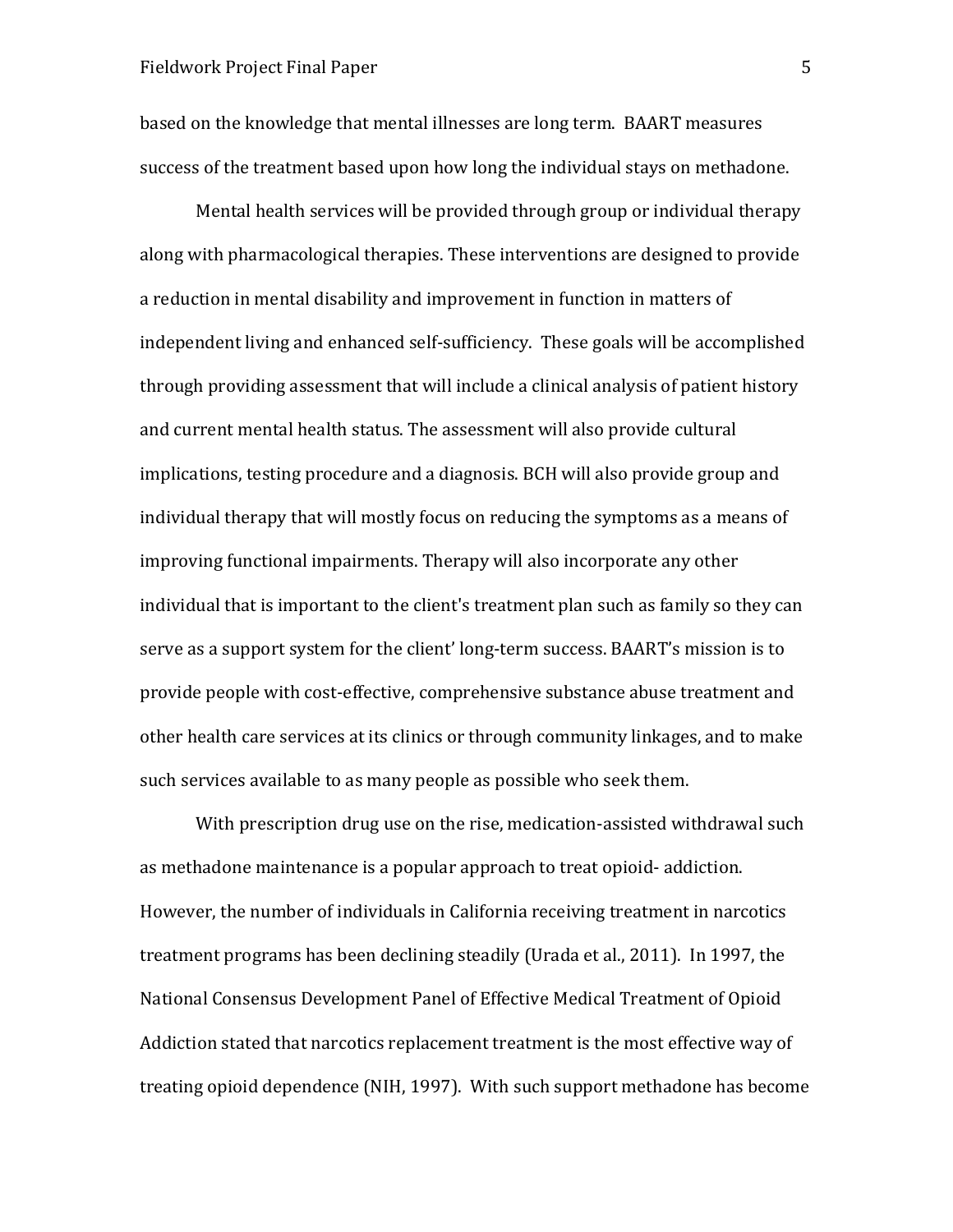based on the knowledge that mental illnesses are long term. BAART measures success of the treatment based upon how long the individual stays on methadone.

Mental health services will be provided through group or individual therapy along with pharmacological therapies. These interventions are designed to provide a reduction in mental disability and improvement in function in matters of independent living and enhanced self-sufficiency. These goals will be accomplished through providing assessment that will include a clinical analysis of patient history and current mental health status. The assessment will also provide cultural implications, testing procedure and a diagnosis. BCH will also provide group and individual therapy that will mostly focus on reducing the symptoms as a means of improving functional impairments. Therapy will also incorporate any other individual that is important to the client's treatment plan such as family so they can serve as a support system for the client' long-term success. BAART's mission is to provide people with cost-effective, comprehensive substance abuse treatment and other health care services at its clinics or through community linkages, and to make such services available to as many people as possible who seek them.

With prescription drug use on the rise, medication-assisted withdrawal such as methadone maintenance is a popular approach to treat opioid- addiction. However, the number of individuals in California receiving treatment in narcotics treatment programs has been declining steadily (Urada et al., 2011). In 1997, the National Consensus Development Panel of Effective Medical Treatment of Opioid Addiction stated that narcotics replacement treatment is the most effective way of treating opioid dependence (NIH, 1997). With such support methadone has become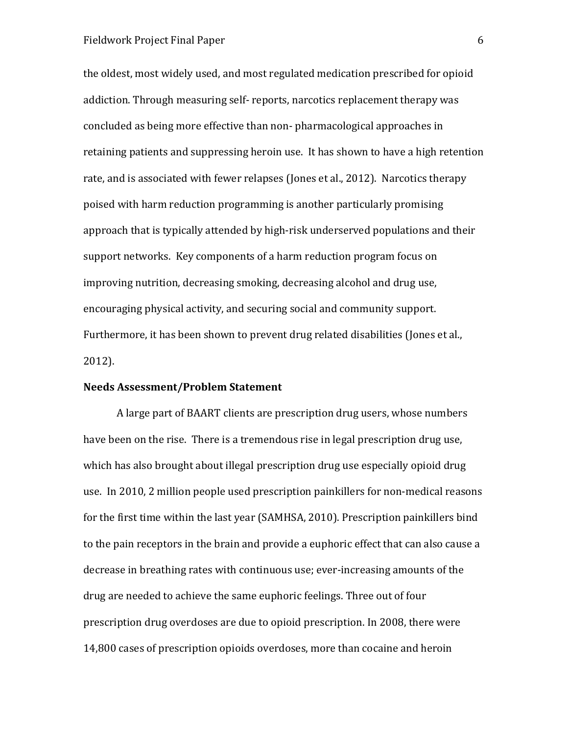the oldest, most widely used, and most regulated medication prescribed for opioid addiction. Through measuring self- reports, narcotics replacement therapy was concluded as being more effective than non- pharmacological approaches in retaining patients and suppressing heroin use. It has shown to have a high retention rate, and is associated with fewer relapses (Jones et al., 2012). Narcotics therapy poised with harm reduction programming is another particularly promising approach that is typically attended by high-risk underserved populations and their support networks. Key components of a harm reduction program focus on improving nutrition, decreasing smoking, decreasing alcohol and drug use, encouraging physical activity, and securing social and community support. Furthermore, it has been shown to prevent drug related disabilities (Jones et al., 2012).

**Needs Assessment/Problem Statement**

A large part of BAART clients are prescription drug users, whose numbers have been on the rise. There is a tremendous rise in legal prescription drug use, which has also brought about illegal prescription drug use especially opioid drug use. In 2010, 2 million people used prescription painkillers for non-medical reasons for the first time within the last year (SAMHSA, 2010). Prescription painkillers bind to the pain receptors in the brain and provide a euphoric effect that can also cause a decrease in breathing rates with continuous use; ever-increasing amounts of the drug are needed to achieve the same euphoric feelings. Three out of four prescription drug overdoses are due to opioid prescription. In 2008, there were 14,800 cases of prescription opioids overdoses, more than cocaine and heroin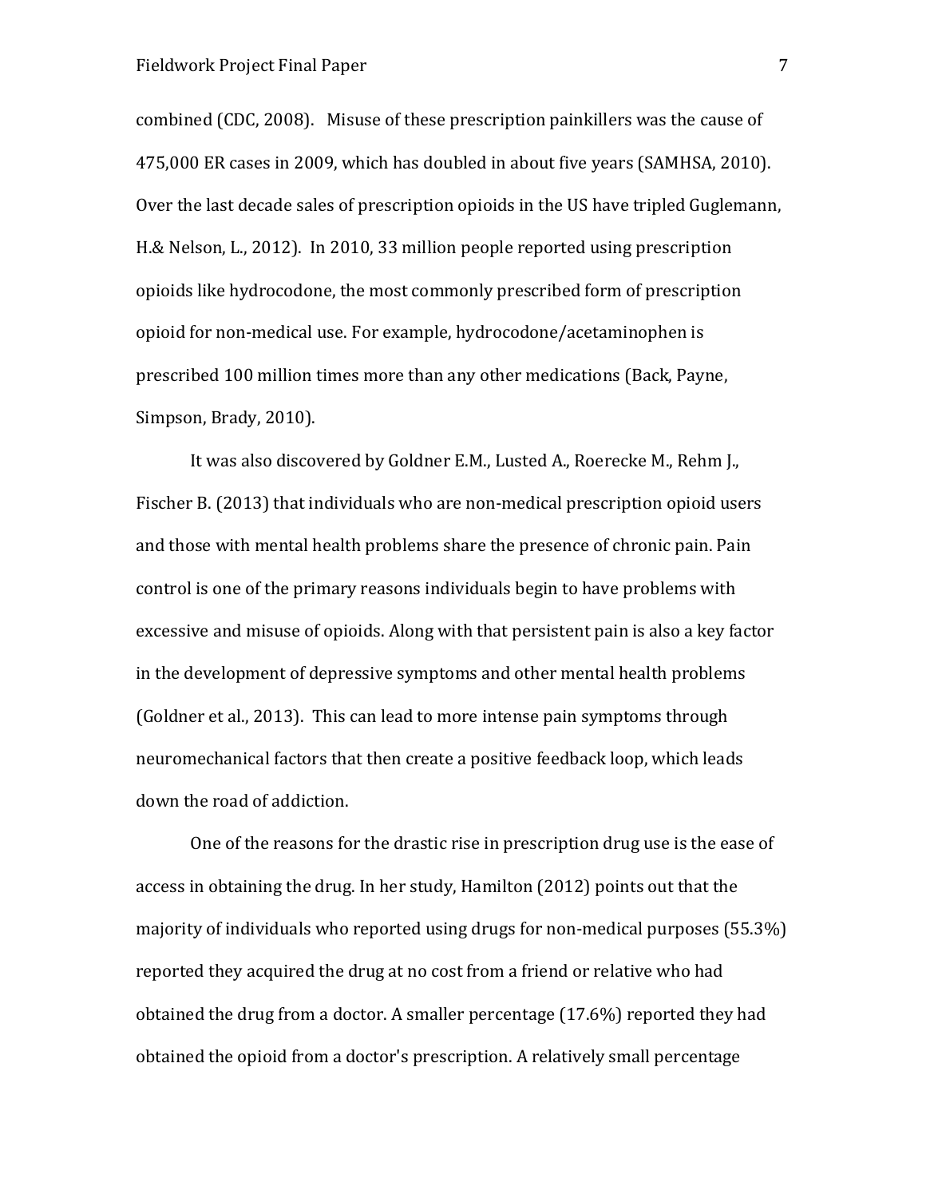combined (CDC, 2008). Misuse of these prescription painkillers was the cause of 475,000 ER cases in 2009, which has doubled in about five years (SAMHSA, 2010). Over the last decade sales of prescription opioids in the US have tripled Guglemann, H.& Nelson, L., 2012). In 2010, 33 million people reported using prescription opioids like hydrocodone, the most commonly prescribed form of prescription opioid for non-medical use. For example, hydrocodone/acetaminophen is prescribed 100 million times more than any other medications (Back, Payne, Simpson, Brady, 2010).

It was also discovered by Goldner E.M., Lusted A., Roerecke M., Rehm J., Fischer B. (2013) that individuals who are non-medical prescription opioid users and those with mental health problems share the presence of chronic pain. Pain control is one of the primary reasons individuals begin to have problems with excessive and misuse of opioids. Along with that persistent pain is also a key factor in the development of depressive symptoms and other mental health problems (Goldner et al., 2013). This can lead to more intense pain symptoms through neuromechanical factors that then create a positive feedback loop, which leads down the road of addiction.

One of the reasons for the drastic rise in prescription drug use is the ease of access in obtaining the drug. In her study, Hamilton (2012) points out that the majority of individuals who reported using drugs for non-medical purposes (55.3%) reported they acquired the drug at no cost from a friend or relative who had obtained the drug from a doctor. A smaller percentage (17.6%) reported they had obtained the opioid from a doctor's prescription. A relatively small percentage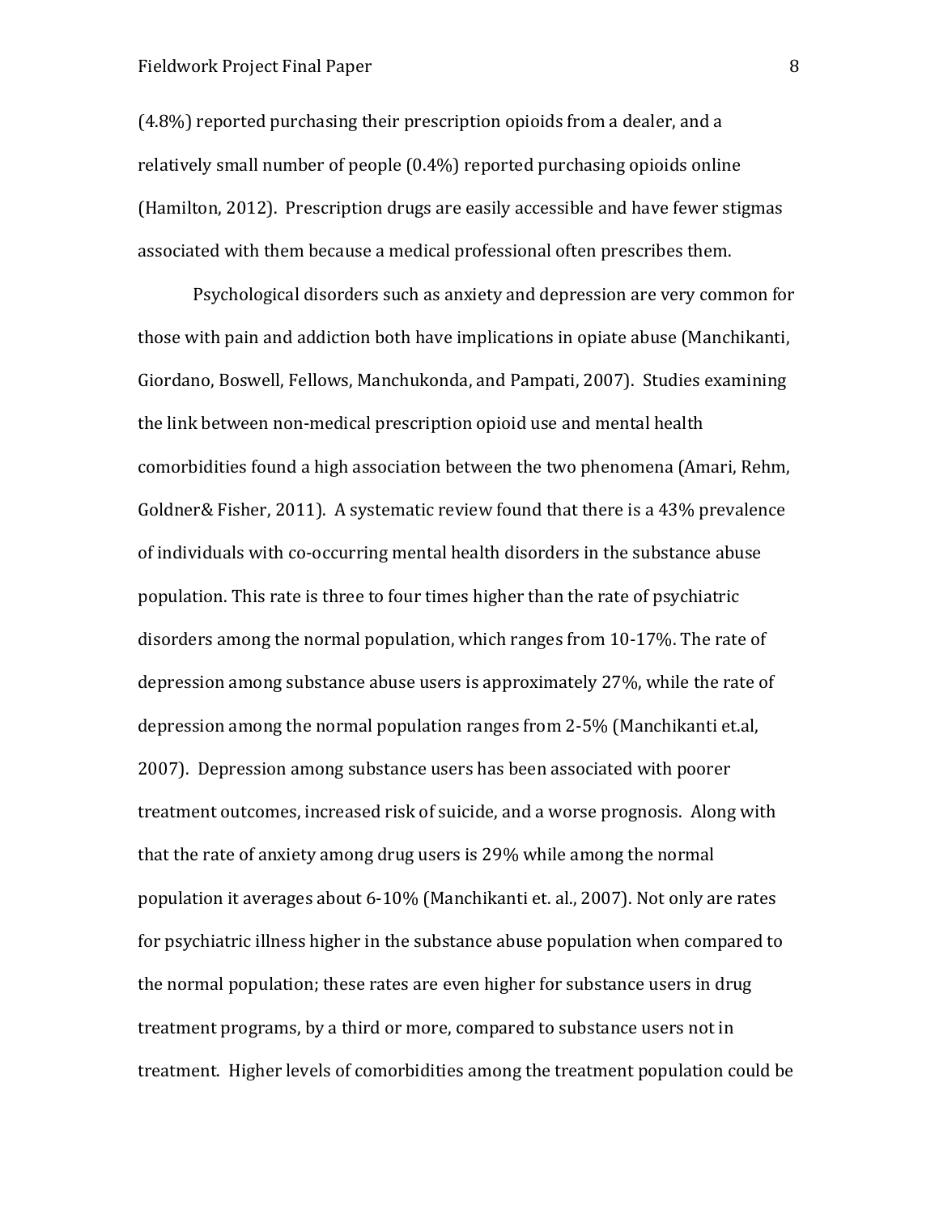(4.8%) reported purchasing their prescription opioids from a dealer, and a relatively small number of people (0.4%) reported purchasing opioids online (Hamilton, 2012). Prescription drugs are easily accessible and have fewer stigmas associated with them because a medical professional often prescribes them.

Psychological disorders such as anxiety and depression are very common for those with pain and addiction both have implications in opiate abuse (Manchikanti, Giordano, Boswell, Fellows, Manchukonda, and Pampati, 2007). Studies examining the link between non-medical prescription opioid use and mental health comorbidities found a high association between the two phenomena (Amari, Rehm, Goldner& Fisher, 2011). A systematic review found that there is a 43% prevalence of individuals with co-occurring mental health disorders in the substance abuse population. This rate is three to four times higher than the rate of psychiatric disorders among the normal population, which ranges from 10-17%. The rate of depression among substance abuse users is approximately 27%, while the rate of depression among the normal population ranges from 2-5% (Manchikanti et.al, 2007). Depression among substance users has been associated with poorer treatment outcomes, increased risk of suicide, and a worse prognosis. Along with that the rate of anxiety among drug users is 29% while among the normal population it averages about 6-10% (Manchikanti et. al., 2007). Not only are rates for psychiatric illness higher in the substance abuse population when compared to the normal population; these rates are even higher for substance users in drug treatment programs, by a third or more, compared to substance users not in treatment. Higher levels of comorbidities among the treatment population could be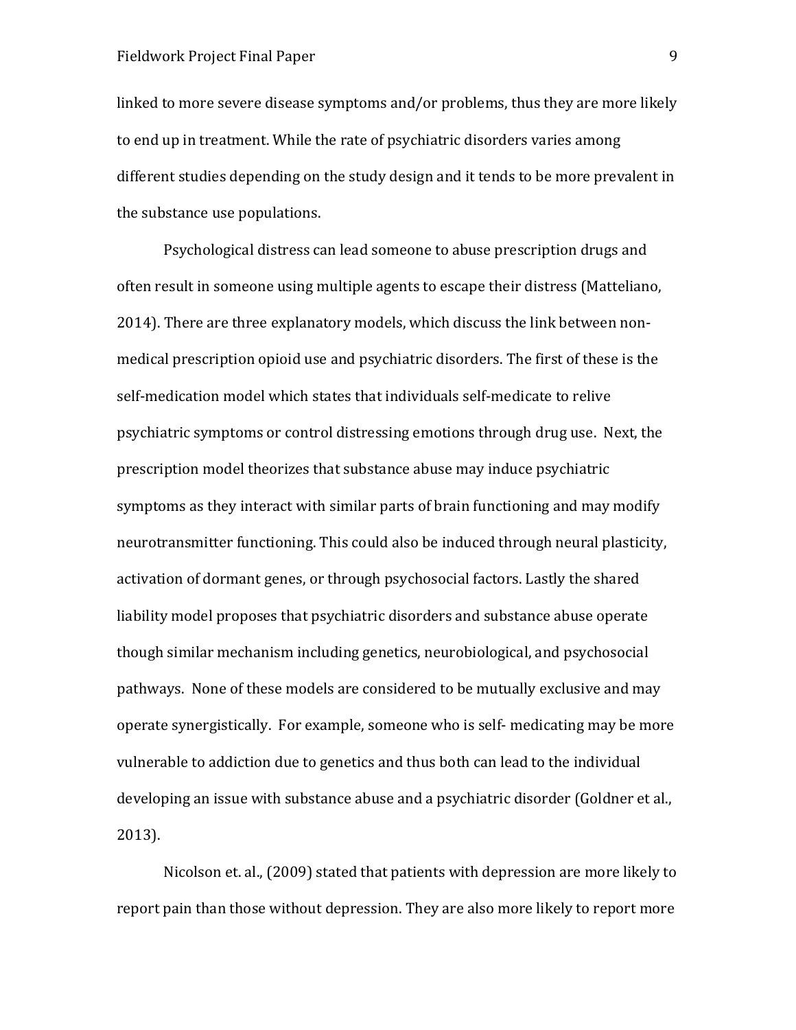linked to more severe disease symptoms and/or problems, thus they are more likely to end up in treatment. While the rate of psychiatric disorders varies among different studies depending on the study design and it tends to be more prevalent in the substance use populations.

Psychological distress can lead someone to abuse prescription drugs and often result in someone using multiple agents to escape their distress (Matteliano, 2014). There are three explanatory models, which discuss the link between non-medical prescription opioid use and psychiatric disorders. The first of these is the self-medication model which states that individuals self-medicate to relive psychiatric symptoms or control distressing emotions through drug use. Next, the prescription model theorizes that substance abuse may induce psychiatric symptoms as they interact with similar parts of brain functioning and may modify neurotransmitter functioning. This could also be induced through neural plasticity, activation of dormant genes, or through psychosocial factors. Lastly the shared liability model proposes that psychiatric disorders and substance abuse operate though similar mechanism including genetics, neurobiological, and psychosocial pathways. None of these models are considered to be mutually exclusive and may operate synergistically. For example, someone who is self- medicating may be more vulnerable to addiction due to genetics and thus both can lead to the individual developing an issue with substance abuse and a psychiatric disorder (Goldner et al., 2013).

Nicolson et. al., (2009) stated that patients with depression are more likely to report pain than those without depression. They are also more likely to report more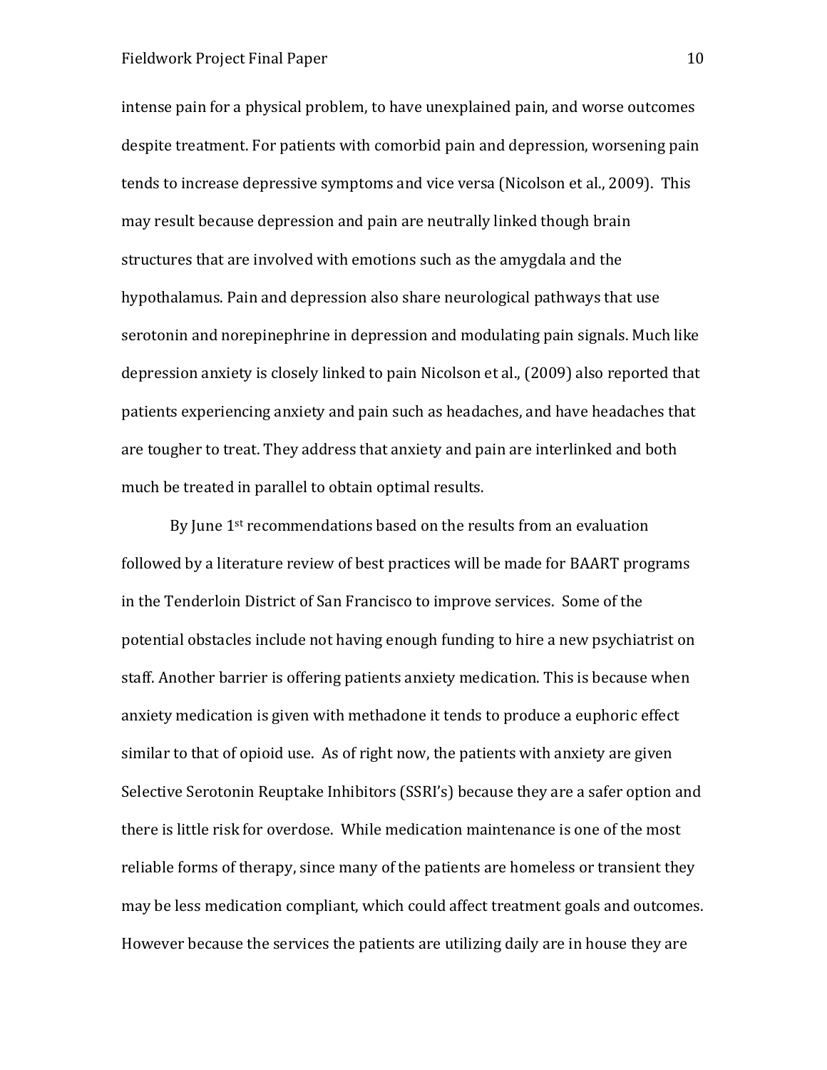intense pain for a physical problem, to have unexplained pain, and worse outcomes despite treatment. For patients with comorbid pain and depression, worsening pain tends to increase depressive symptoms and vice versa (Nicolson et al., 2009). This may result because depression and pain are neutrally linked though brain structures that are involved with emotions such as the amygdala and the hypothalamus. Pain and depression also share neurological pathways that use serotonin and norepinephrine in depression and modulating pain signals. Much like depression anxiety is closely linked to pain Nicolson et al., (2009) also reported that patients experiencing anxiety and pain such as headaches, and have headaches that are tougher to treat. They address that anxiety and pain are interlinked and both much be treated in parallel to obtain optimal results.

By June 1st recommendations based on the results from an evaluation followed by a literature review of best practices will be made for BAART programs in the Tenderloin District of San Francisco to improve services. Some of the potential obstacles include not having enough funding to hire a new psychiatrist on staff. Another barrier is offering patients anxiety medication. This is because when anxiety medication is given with methadone it tends to produce a euphoric effect similar to that of opioid use. As of right now, the patients with anxiety are given Selective Serotonin Reuptake Inhibitors (SSRI's) because they are a safer option and there is little risk for overdose. While medication maintenance is one of the most reliable forms of therapy, since many of the patients are homeless or transient they may be less medication compliant, which could affect treatment goals and outcomes. However because the services the patients are utilizing daily are in house they are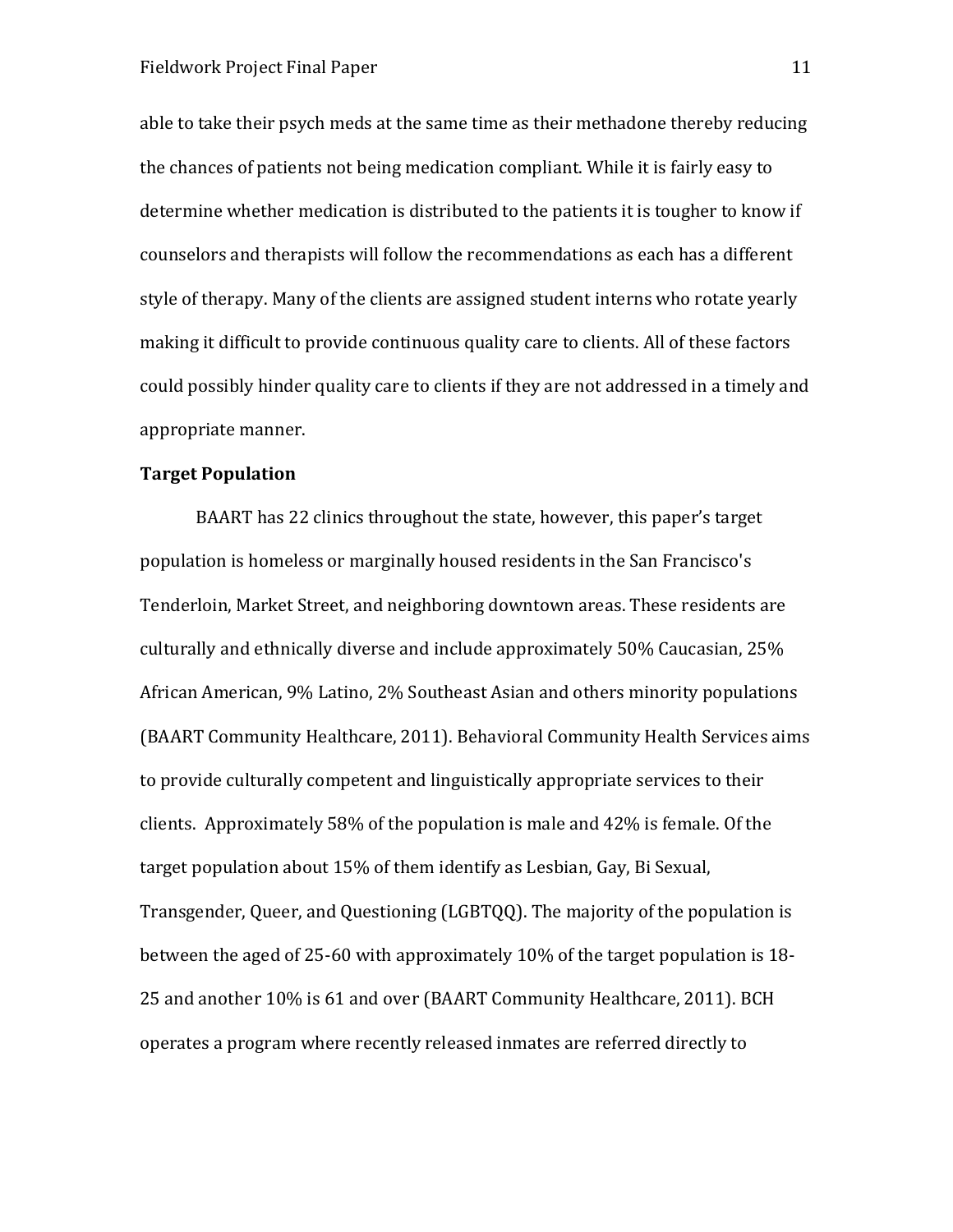able to take their psych meds at the same time as their methadone thereby reducing the chances of patients not being medication compliant. While it is fairly easy to determine whether medication is distributed to the patients it is tougher to know if counselors and therapists will follow the recommendations as each has a different style of therapy. Many of the clients are assigned student interns who rotate yearly making it difficult to provide continuous quality care to clients. All of these factors could possibly hinder quality care to clients if they are not addressed in a timely and appropriate manner.

**Target Population**

BAART has 22 clinics throughout the state, however, this paper's target population is homeless or marginally housed residents in the San Francisco's Tenderloin, Market Street, and neighboring downtown areas. These residents are culturally and ethnically diverse and include approximately 50% Caucasian, 25% African American, 9% Latino, 2% Southeast Asian and others minority populations (BAART Community Healthcare, 2011). Behavioral Community Health Services aims to provide culturally competent and linguistically appropriate services to their clients. Approximately 58% of the population is male and 42% is female. Of the target population about 15% of them identify as Lesbian, Gay, Bi Sexual, Transgender, Queer, and Questioning (LGBTQQ). The majority of the population is between the aged of 25-60 with approximately 10% of the target population is 18-25 and another 10% is 61 and over (BAART Community Healthcare, 2011). BCH operates a program where recently released inmates are referred directly to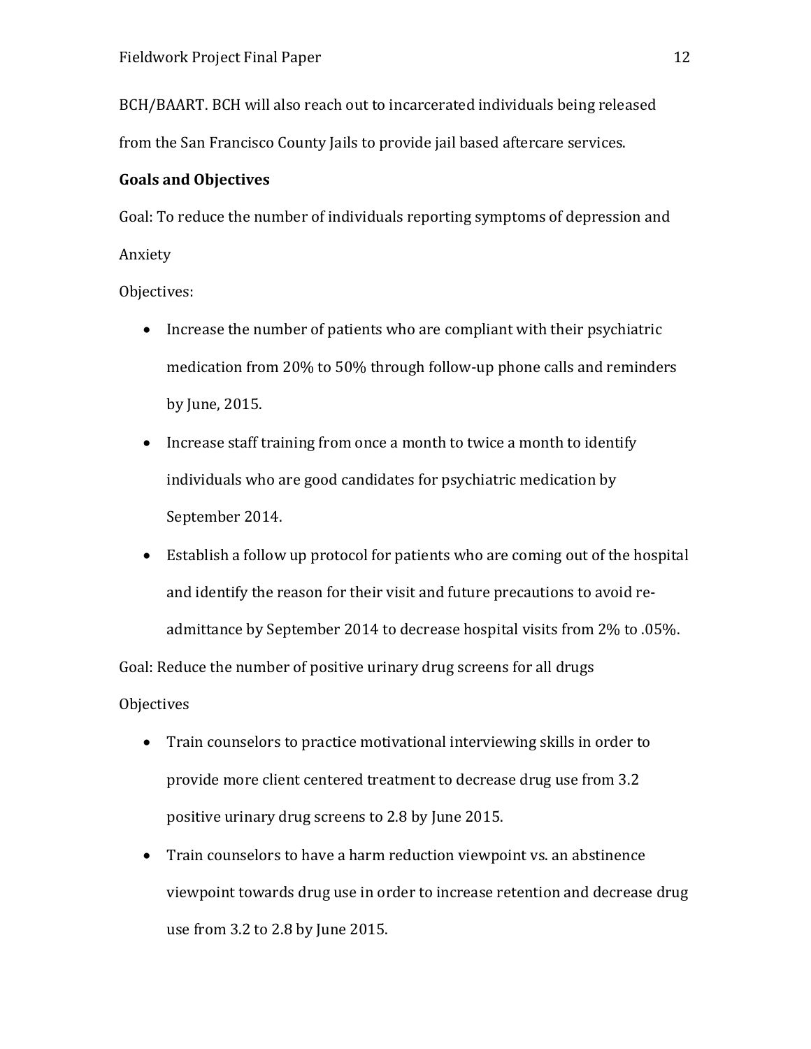BCH/BAART. BCH will also reach out to incarcerated individuals being released from the San Francisco County Jails to provide jail based aftercare services.

**Goals and Objectives**

Goal: To reduce the number of individuals reporting symptoms of depression and Anxiety

Objectives:

- Increase the number of patients who are compliant with their psychiatric medication from 20% to 50% through follow-up phone calls and reminders by June, 2015.
- Increase staff training from once a month to twice a month to identify individuals who are good candidates for psychiatric medication by September 2014.
- Establish a follow up protocol for patients who are coming out of the hospital and identify the reason for their visit and future precautions to avoid re-admittance by September 2014 to decrease hospital visits from 2% to .05%.

Goal: Reduce the number of positive urinary drug screens for all drugs

Objectives

- Train counselors to practice motivational interviewing skills in order to provide more client centered treatment to decrease drug use from 3.2 positive urinary drug screens to 2.8 by June 2015.
- Train counselors to have a harm reduction viewpoint vs. an abstinence viewpoint towards drug use in order to increase retention and decrease drug use from 3.2 to 2.8 by June 2015.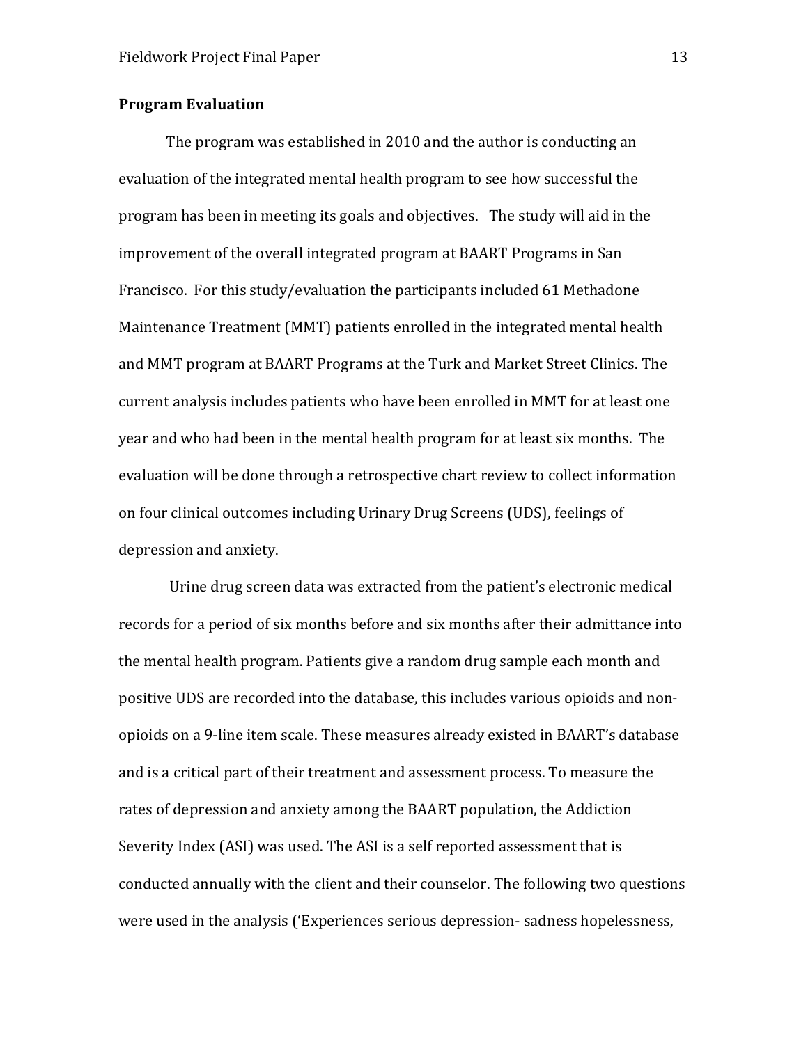**Program Evaluation**

The program was established in 2010 and the author is conducting an evaluation of the integrated mental health program to see how successful the program has been in meeting its goals and objectives. The study will aid in the improvement of the overall integrated program at BAART Programs in San Francisco. For this study/evaluation the participants included 61 Methadone Maintenance Treatment (MMT) patients enrolled in the integrated mental health and MMT program at BAART Programs at the Turk and Market Street Clinics. The current analysis includes patients who have been enrolled in MMT for at least one year and who had been in the mental health program for at least six months. The evaluation will be done through a retrospective chart review to collect information on four clinical outcomes including Urinary Drug Screens (UDS), feelings of depression and anxiety.

Urine drug screen data was extracted from the patient's electronic medical records for a period of six months before and six months after their admittance into the mental health program. Patients give a random drug sample each month and positive UDS are recorded into the database, this includes various opioids and non-opioids on a 9-line item scale. These measures already existed in BAART's database and is a critical part of their treatment and assessment process. To measure the rates of depression and anxiety among the BAART population, the Addiction Severity Index (ASI) was used. The ASI is a self reported assessment that is conducted annually with the client and their counselor. The following two questions were used in the analysis ('Experiences serious depression- sadness hopelessness,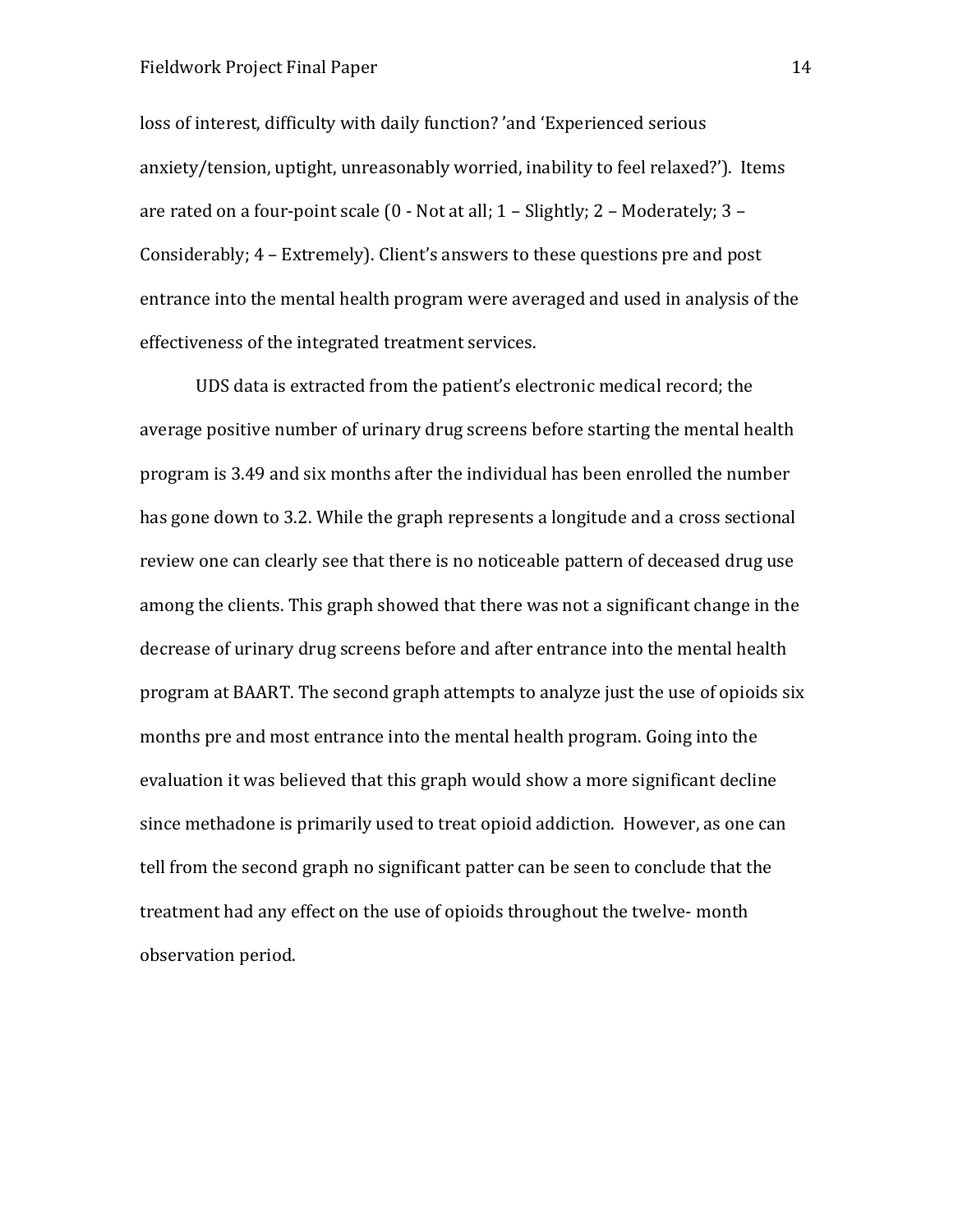loss of interest, difficulty with daily function? 'and 'Experienced serious anxiety/tension, uptight, unreasonably worried, inability to feel relaxed?'). Items are rated on a four-point scale (0 - Not at all; 1 – Slightly; 2 – Moderately; 3 – Considerably; 4 – Extremely). Client's answers to these questions pre and post entrance into the mental health program were averaged and used in analysis of the effectiveness of the integrated treatment services.

UDS data is extracted from the patient's electronic medical record; the average positive number of urinary drug screens before starting the mental health program is 3.49 and six months after the individual has been enrolled the number has gone down to 3.2. While the graph represents a longitude and a cross sectional review one can clearly see that there is no noticeable pattern of deceased drug use among the clients. This graph showed that there was not a significant change in the decrease of urinary drug screens before and after entrance into the mental health program at BAART. The second graph attempts to analyze just the use of opioids six months pre and most entrance into the mental health program. Going into the evaluation it was believed that this graph would show a more significant decline since methadone is primarily used to treat opioid addiction. However, as one can tell from the second graph no significant patter can be seen to conclude that the treatment had any effect on the use of opioids throughout the twelve- month observation period.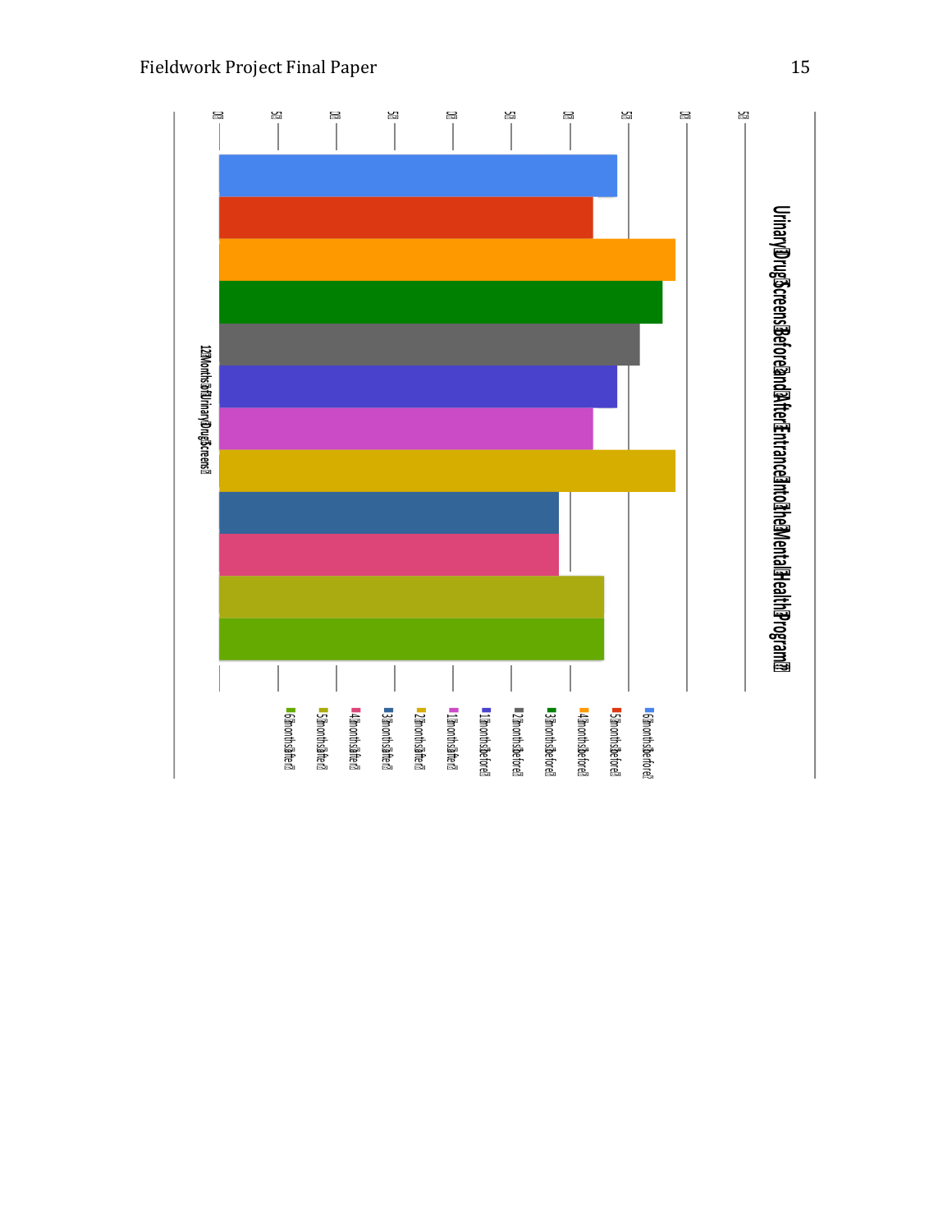Urinary Drug Screens Before and After Entrance into the Mental Health Program

12 Months of Urinary Drug Screens

- 6 months before
- 5 months before
- 4 months before
- 3 months before
- 2 months before
- 1 months before
- 1 months after
- 2 months after
- 3 months after
- 4 months after
- 5 months after
- 6 months after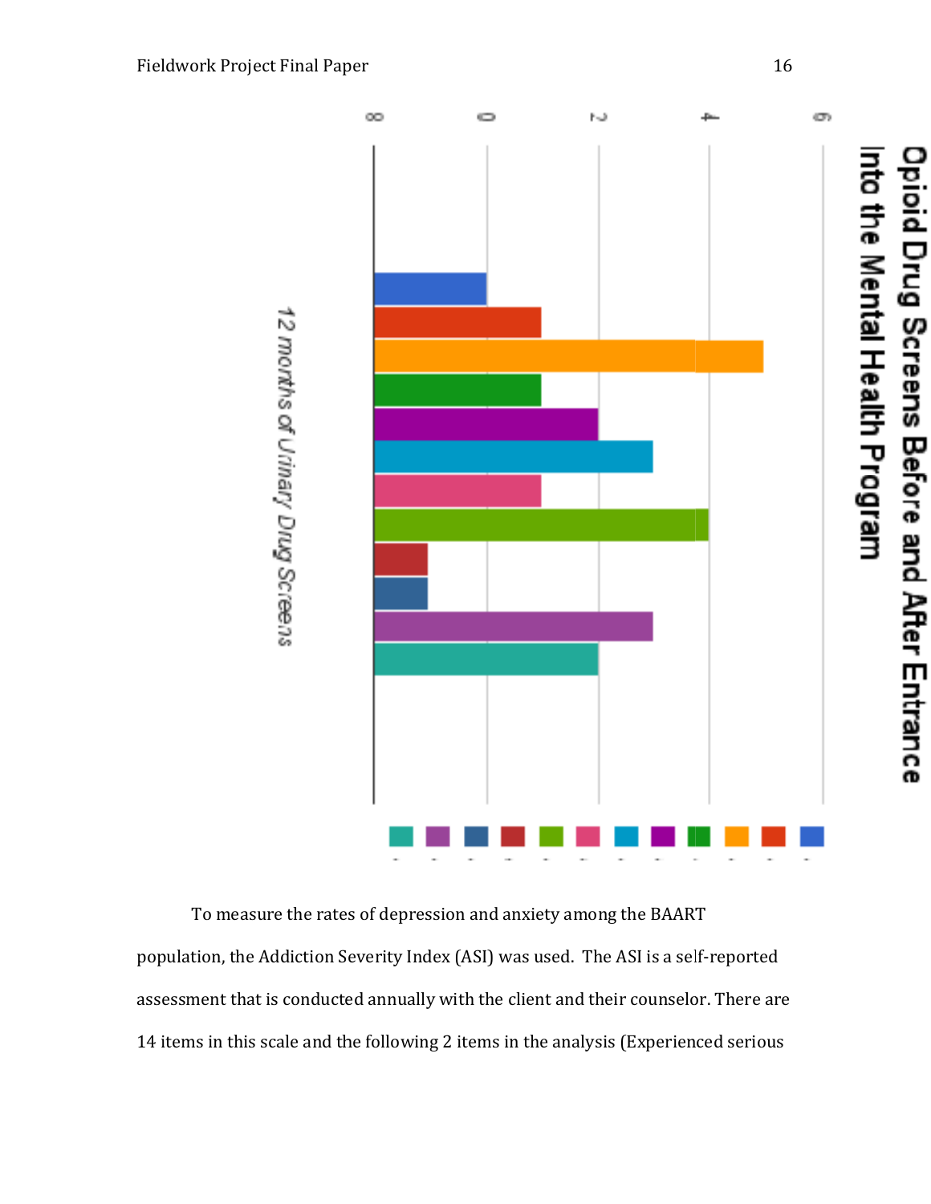**Opioid Drug Screens Before and After Entrance Into the Mental Health Program**

*12 months of Urinary Drug Screens*

To measure the rates of depression and anxiety among the BAART population, the Addiction Severity Index (ASI) was used. The ASI is a self-reported assessment that is conducted annually with the client and their counselor. There are 14 items in this scale and the following 2 items in the analysis (Experienced serious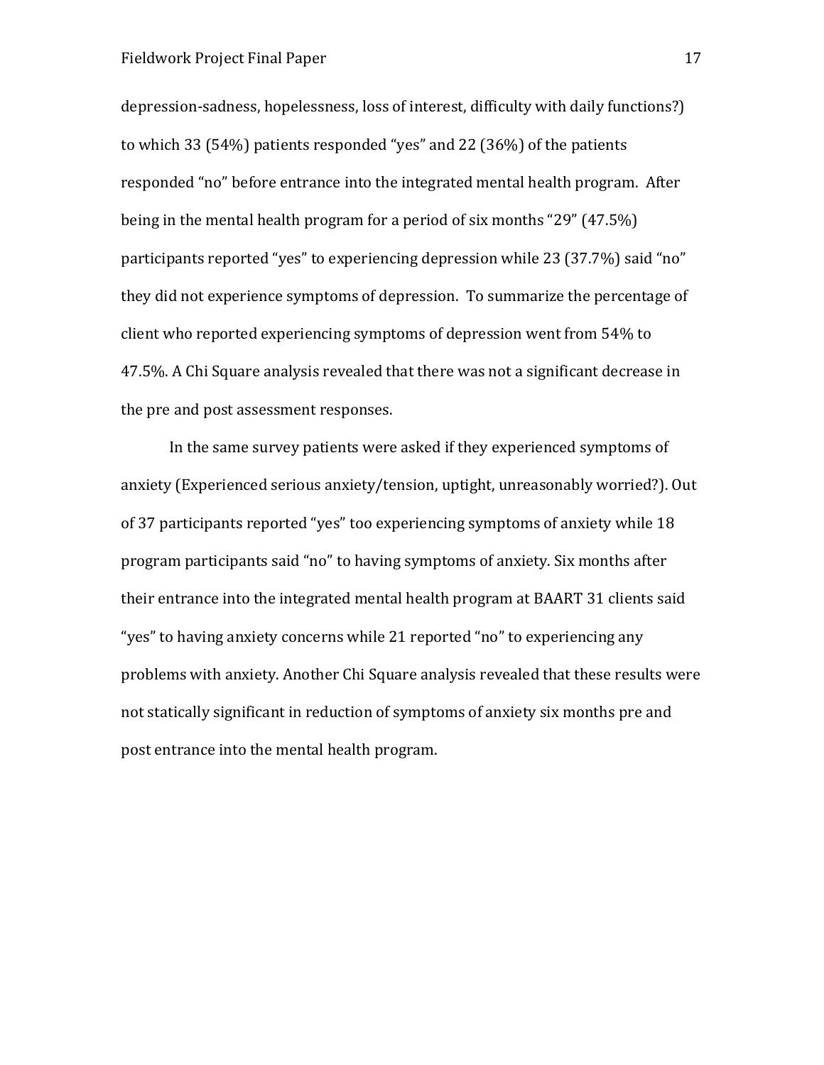depression-sadness, hopelessness, loss of interest, difficulty with daily functions?) to which 33 (54%) patients responded "yes" and 22 (36%) of the patients responded "no" before entrance into the integrated mental health program. After being in the mental health program for a period of six months "29" (47.5%) participants reported "yes" to experiencing depression while 23 (37.7%) said "no" they did not experience symptoms of depression. To summarize the percentage of client who reported experiencing symptoms of depression went from 54% to 47.5%. A Chi Square analysis revealed that there was not a significant decrease in the pre and post assessment responses.

In the same survey patients were asked if they experienced symptoms of anxiety (Experienced serious anxiety/tension, uptight, unreasonably worried?). Out of 37 participants reported "yes" too experiencing symptoms of anxiety while 18 program participants said "no" to having symptoms of anxiety. Six months after their entrance into the integrated mental health program at BAART 31 clients said "yes" to having anxiety concerns while 21 reported "no" to experiencing any problems with anxiety. Another Chi Square analysis revealed that these results were not statically significant in reduction of symptoms of anxiety six months pre and post entrance into the mental health program.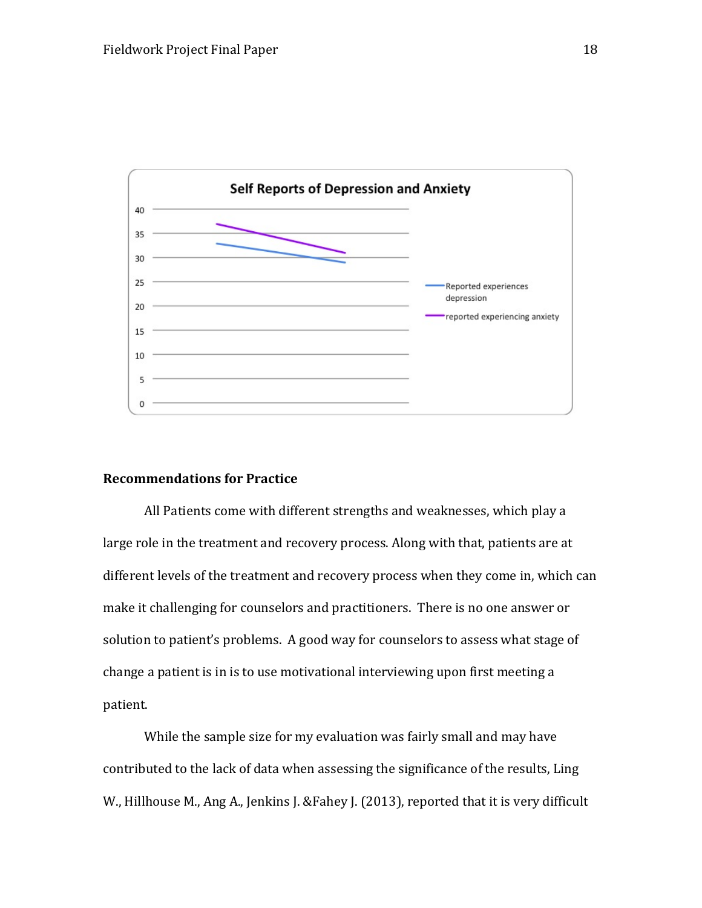**Self Reports of Depression and Anxiety**

40
35
30
25
20
15
10
5
0

Reported experiences depression

reported experiencing anxiety

**Recommendations for Practice**

All Patients come with different strengths and weaknesses, which play a large role in the treatment and recovery process. Along with that, patients are at different levels of the treatment and recovery process when they come in, which can make it challenging for counselors and practitioners. There is no one answer or solution to patient's problems. A good way for counselors to assess what stage of change a patient is in is to use motivational interviewing upon first meeting a patient.

While the sample size for my evaluation was fairly small and may have contributed to the lack of data when assessing the significance of the results, Ling W., Hillhouse M., Ang A., Jenkins J. &Fahey J. (2013), reported that it is very difficult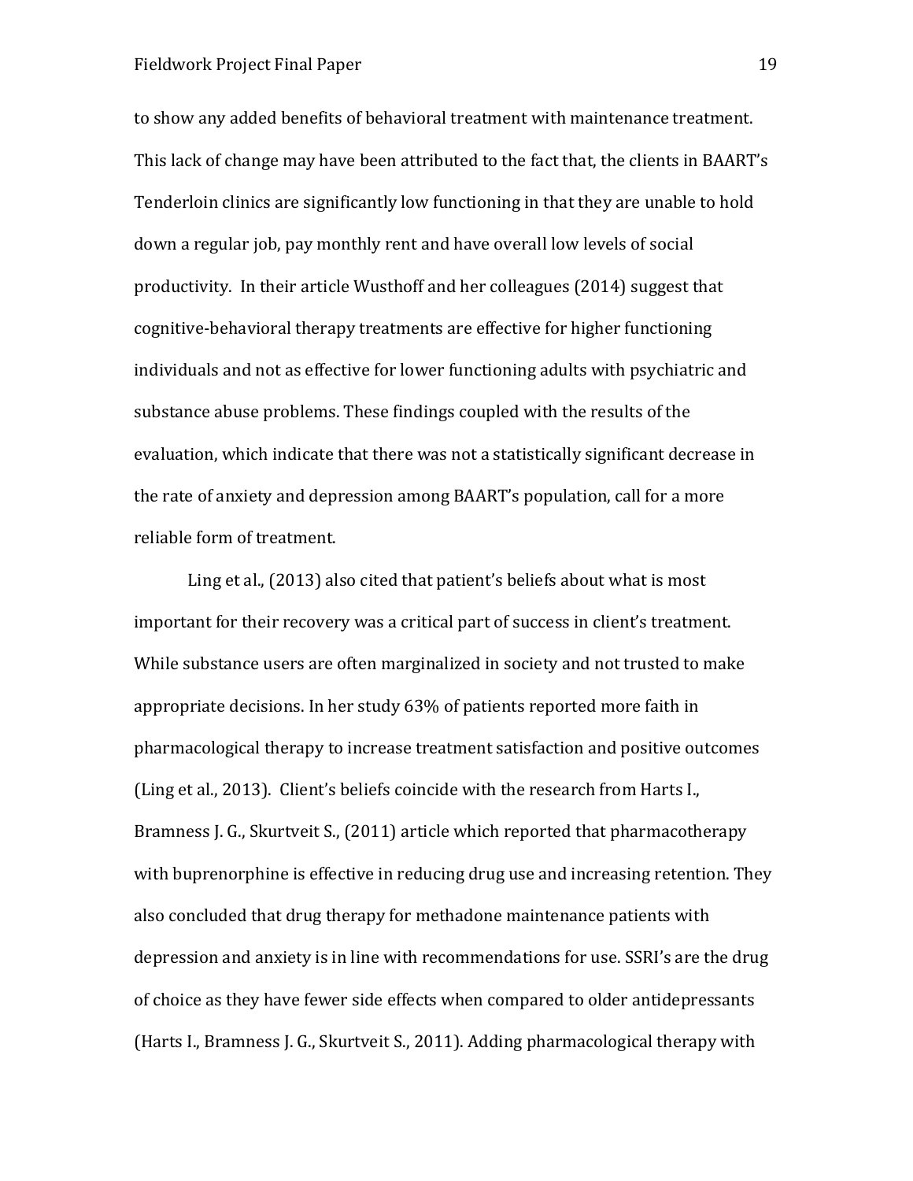to show any added benefits of behavioral treatment with maintenance treatment. This lack of change may have been attributed to the fact that, the clients in BAART's Tenderloin clinics are significantly low functioning in that they are unable to hold down a regular job, pay monthly rent and have overall low levels of social productivity. In their article Wusthoff and her colleagues (2014) suggest that cognitive-behavioral therapy treatments are effective for higher functioning individuals and not as effective for lower functioning adults with psychiatric and substance abuse problems. These findings coupled with the results of the evaluation, which indicate that there was not a statistically significant decrease in the rate of anxiety and depression among BAART's population, call for a more reliable form of treatment.

Ling et al., (2013) also cited that patient's beliefs about what is most important for their recovery was a critical part of success in client's treatment. While substance users are often marginalized in society and not trusted to make appropriate decisions. In her study 63% of patients reported more faith in pharmacological therapy to increase treatment satisfaction and positive outcomes (Ling et al., 2013). Client's beliefs coincide with the research from Harts I., Bramness J. G., Skurtveit S., (2011) article which reported that pharmacotherapy with buprenorphine is effective in reducing drug use and increasing retention. They also concluded that drug therapy for methadone maintenance patients with depression and anxiety is in line with recommendations for use. SSRI's are the drug of choice as they have fewer side effects when compared to older antidepressants (Harts I., Bramness J. G., Skurtveit S., 2011). Adding pharmacological therapy with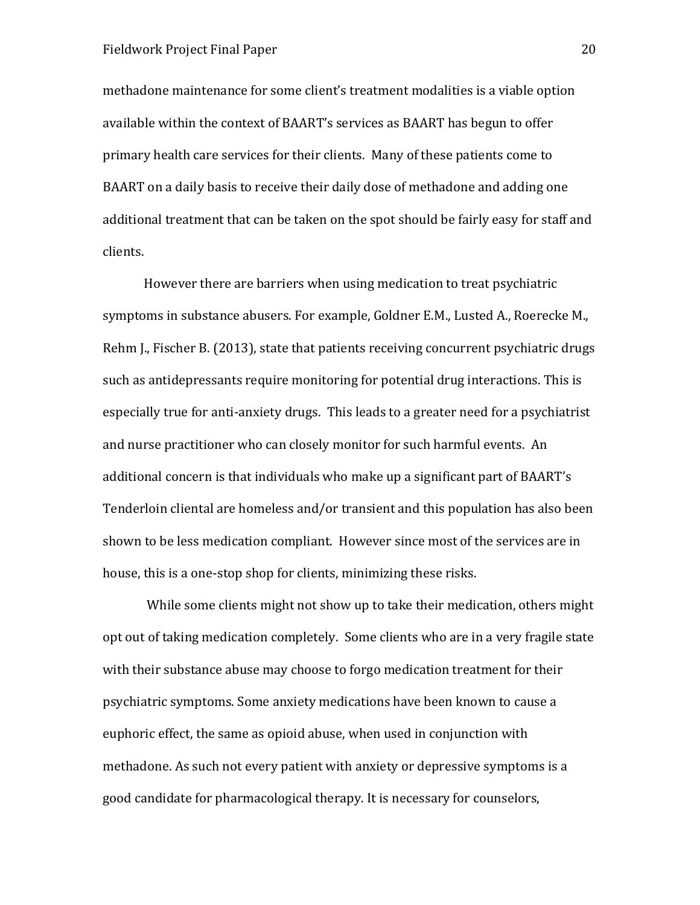methadone maintenance for some client's treatment modalities is a viable option available within the context of BAART's services as BAART has begun to offer primary health care services for their clients. Many of these patients come to BAART on a daily basis to receive their daily dose of methadone and adding one additional treatment that can be taken on the spot should be fairly easy for staff and clients.

However there are barriers when using medication to treat psychiatric symptoms in substance abusers. For example, Goldner E.M., Lusted A., Roerecke M., Rehm J., Fischer B. (2013), state that patients receiving concurrent psychiatric drugs such as antidepressants require monitoring for potential drug interactions. This is especially true for anti-anxiety drugs. This leads to a greater need for a psychiatrist and nurse practitioner who can closely monitor for such harmful events. An additional concern is that individuals who make up a significant part of BAART's Tenderloin cliental are homeless and/or transient and this population has also been shown to be less medication compliant. However since most of the services are in house, this is a one-stop shop for clients, minimizing these risks.

While some clients might not show up to take their medication, others might opt out of taking medication completely. Some clients who are in a very fragile state with their substance abuse may choose to forgo medication treatment for their psychiatric symptoms. Some anxiety medications have been known to cause a euphoric effect, the same as opioid abuse, when used in conjunction with methadone. As such not every patient with anxiety or depressive symptoms is a good candidate for pharmacological therapy. It is necessary for counselors,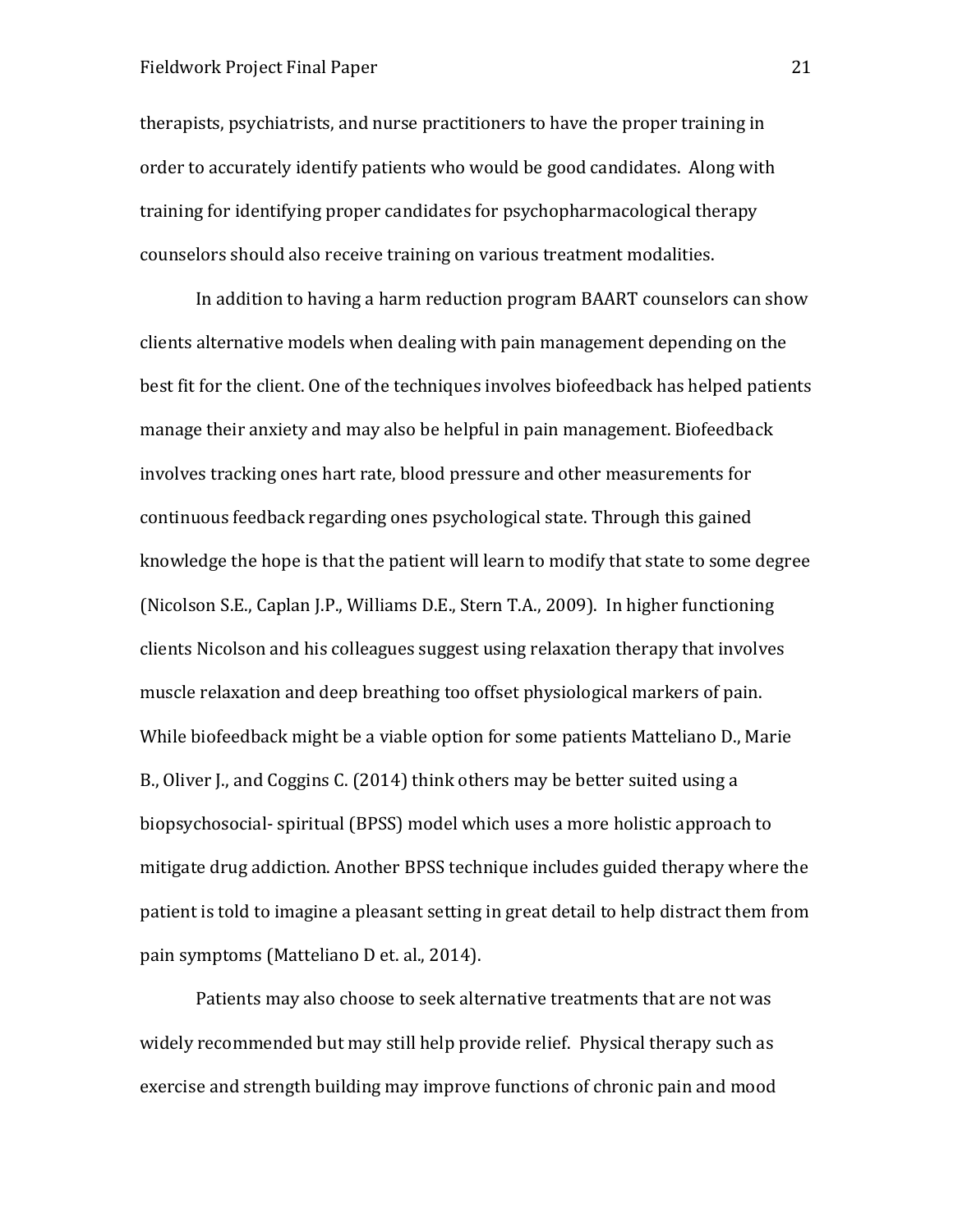therapists, psychiatrists, and nurse practitioners to have the proper training in order to accurately identify patients who would be good candidates. Along with training for identifying proper candidates for psychopharmacological therapy counselors should also receive training on various treatment modalities.

In addition to having a harm reduction program BAART counselors can show clients alternative models when dealing with pain management depending on the best fit for the client. One of the techniques involves biofeedback has helped patients manage their anxiety and may also be helpful in pain management. Biofeedback involves tracking ones hart rate, blood pressure and other measurements for continuous feedback regarding ones psychological state. Through this gained knowledge the hope is that the patient will learn to modify that state to some degree (Nicolson S.E., Caplan J.P., Williams D.E., Stern T.A., 2009). In higher functioning clients Nicolson and his colleagues suggest using relaxation therapy that involves muscle relaxation and deep breathing too offset physiological markers of pain. While biofeedback might be a viable option for some patients Matteliano D., Marie B., Oliver J., and Coggins C. (2014) think others may be better suited using a biopsychosocial- spiritual (BPSS) model which uses a more holistic approach to mitigate drug addiction. Another BPSS technique includes guided therapy where the patient is told to imagine a pleasant setting in great detail to help distract them from pain symptoms (Matteliano D et. al., 2014).

Patients may also choose to seek alternative treatments that are not was widely recommended but may still help provide relief. Physical therapy such as exercise and strength building may improve functions of chronic pain and mood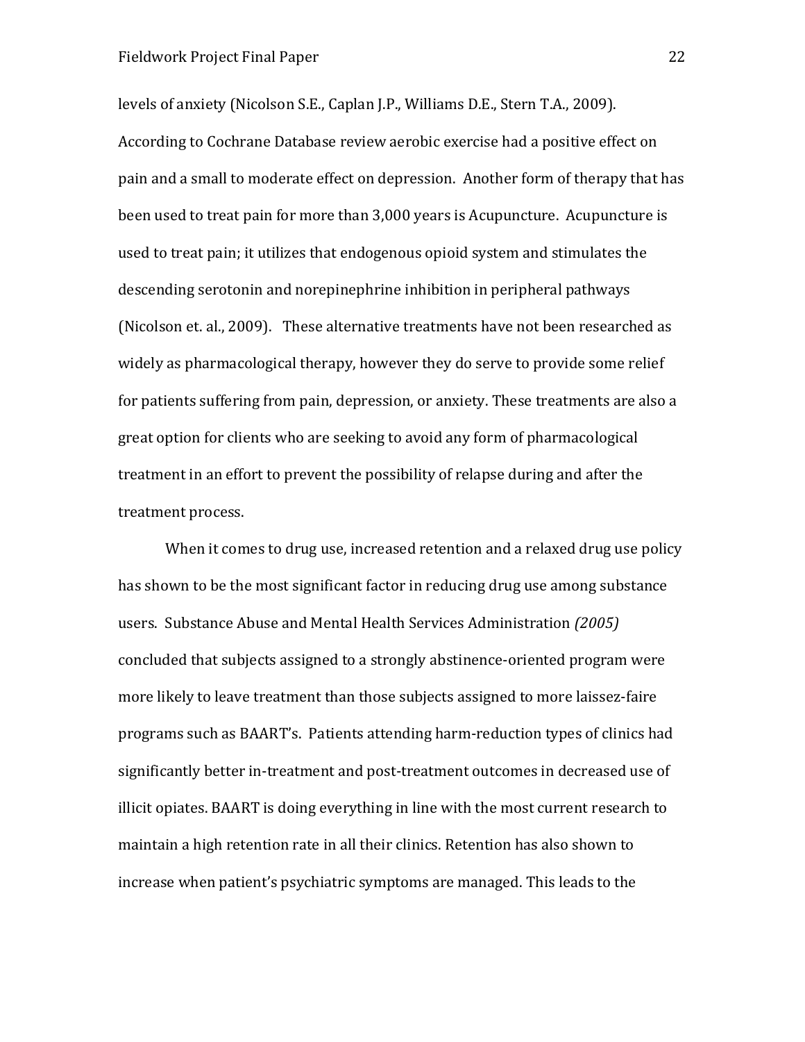levels of anxiety (Nicolson S.E., Caplan J.P., Williams D.E., Stern T.A., 2009). According to Cochrane Database review aerobic exercise had a positive effect on pain and a small to moderate effect on depression. Another form of therapy that has been used to treat pain for more than 3,000 years is Acupuncture. Acupuncture is used to treat pain; it utilizes that endogenous opioid system and stimulates the descending serotonin and norepinephrine inhibition in peripheral pathways (Nicolson et. al., 2009). These alternative treatments have not been researched as widely as pharmacological therapy, however they do serve to provide some relief for patients suffering from pain, depression, or anxiety. These treatments are also a great option for clients who are seeking to avoid any form of pharmacological treatment in an effort to prevent the possibility of relapse during and after the treatment process.

When it comes to drug use, increased retention and a relaxed drug use policy has shown to be the most significant factor in reducing drug use among substance users. Substance Abuse and Mental Health Services Administration *(2005)* concluded that subjects assigned to a strongly abstinence-oriented program were more likely to leave treatment than those subjects assigned to more laissez-faire programs such as BAART's. Patients attending harm-reduction types of clinics had significantly better in-treatment and post-treatment outcomes in decreased use of illicit opiates. BAART is doing everything in line with the most current research to maintain a high retention rate in all their clinics. Retention has also shown to increase when patient's psychiatric symptoms are managed. This leads to the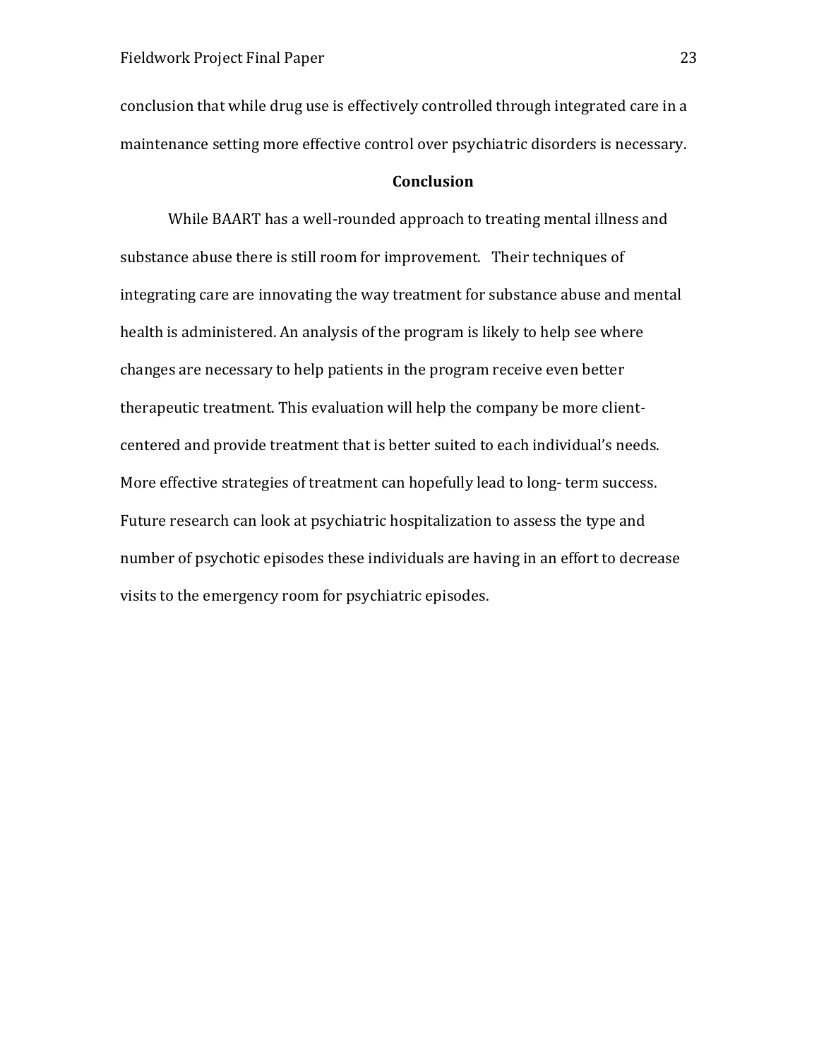conclusion that while drug use is effectively controlled through integrated care in a maintenance setting more effective control over psychiatric disorders is necessary.

## Conclusion

While BAART has a well-rounded approach to treating mental illness and substance abuse there is still room for improvement. Their techniques of integrating care are innovating the way treatment for substance abuse and mental health is administered. An analysis of the program is likely to help see where changes are necessary to help patients in the program receive even better therapeutic treatment. This evaluation will help the company be more client-centered and provide treatment that is better suited to each individual's needs. More effective strategies of treatment can hopefully lead to long- term success. Future research can look at psychiatric hospitalization to assess the type and number of psychotic episodes these individuals are having in an effort to decrease visits to the emergency room for psychiatric episodes.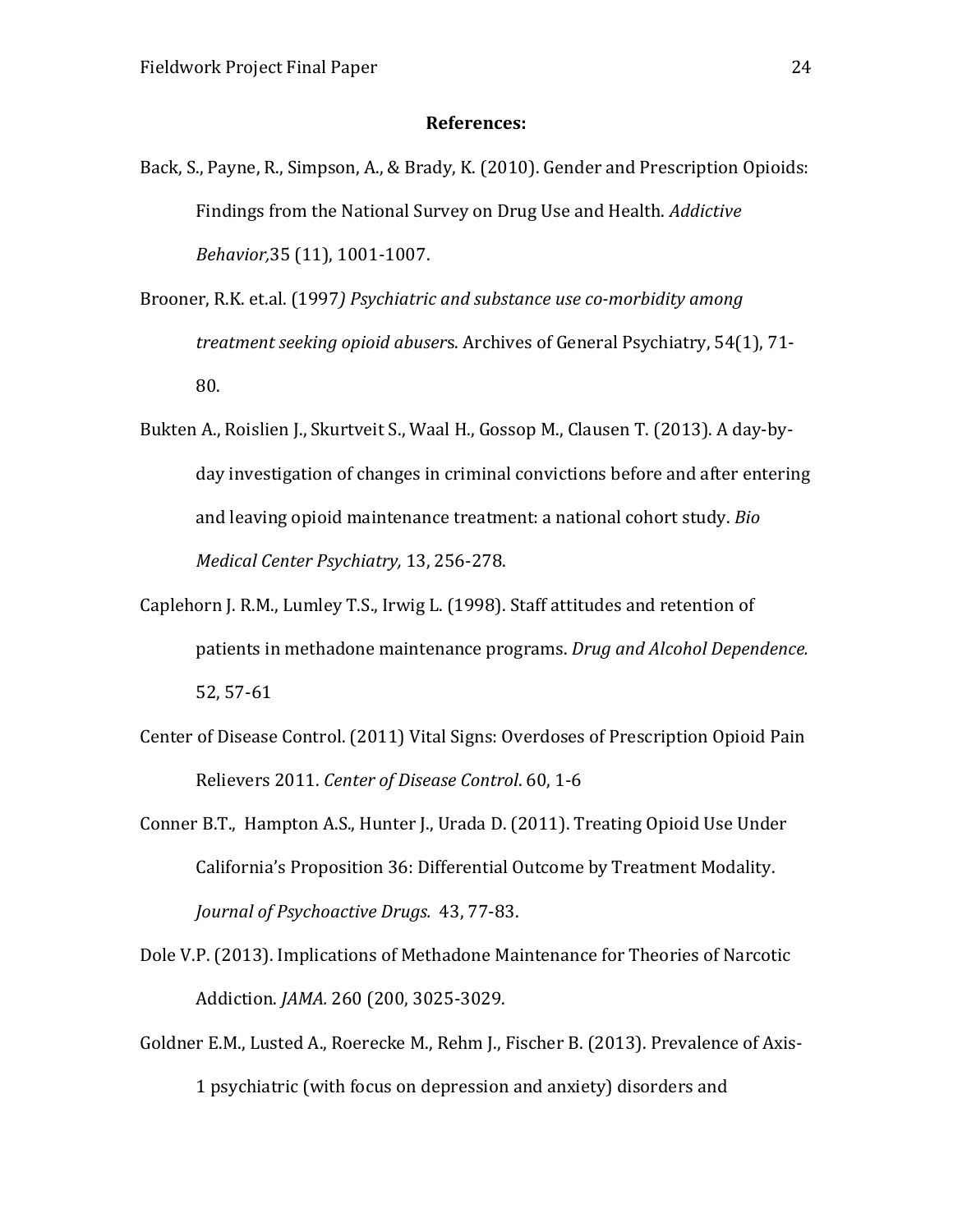**References:**

Back, S., Payne, R., Simpson, A., & Brady, K. (2010). Gender and Prescription Opioids: Findings from the National Survey on Drug Use and Health. *Addictive Behavior,*35 (11), 1001-1007.

Brooner, R.K. et.al. (1997*) Psychiatric and substance use co-morbidity among treatment seeking opioid abuser*s. Archives of General Psychiatry, 54(1), 71-80.

Bukten A., Roislien J., Skurtveit S., Waal H., Gossop M., Clausen T. (2013). A day-by-day investigation of changes in criminal convictions before and after entering and leaving opioid maintenance treatment: a national cohort study. *Bio Medical Center Psychiatry,* 13, 256-278.

Caplehorn J. R.M., Lumley T.S., Irwig L. (1998). Staff attitudes and retention of patients in methadone maintenance programs. *Drug and Alcohol Dependence.* 52, 57-61

Center of Disease Control. (2011) Vital Signs: Overdoses of Prescription Opioid Pain Relievers 2011. *Center of Disease Control*. 60, 1-6

Conner B.T., Hampton A.S., Hunter J., Urada D. (2011). Treating Opioid Use Under California's Proposition 36: Differential Outcome by Treatment Modality. *Journal of Psychoactive Drugs.* 43, 77-83.

Dole V.P. (2013). Implications of Methadone Maintenance for Theories of Narcotic Addiction. *JAMA.* 260 (200, 3025-3029.

Goldner E.M., Lusted A., Roerecke M., Rehm J., Fischer B. (2013). Prevalence of Axis-1 psychiatric (with focus on depression and anxiety) disorders and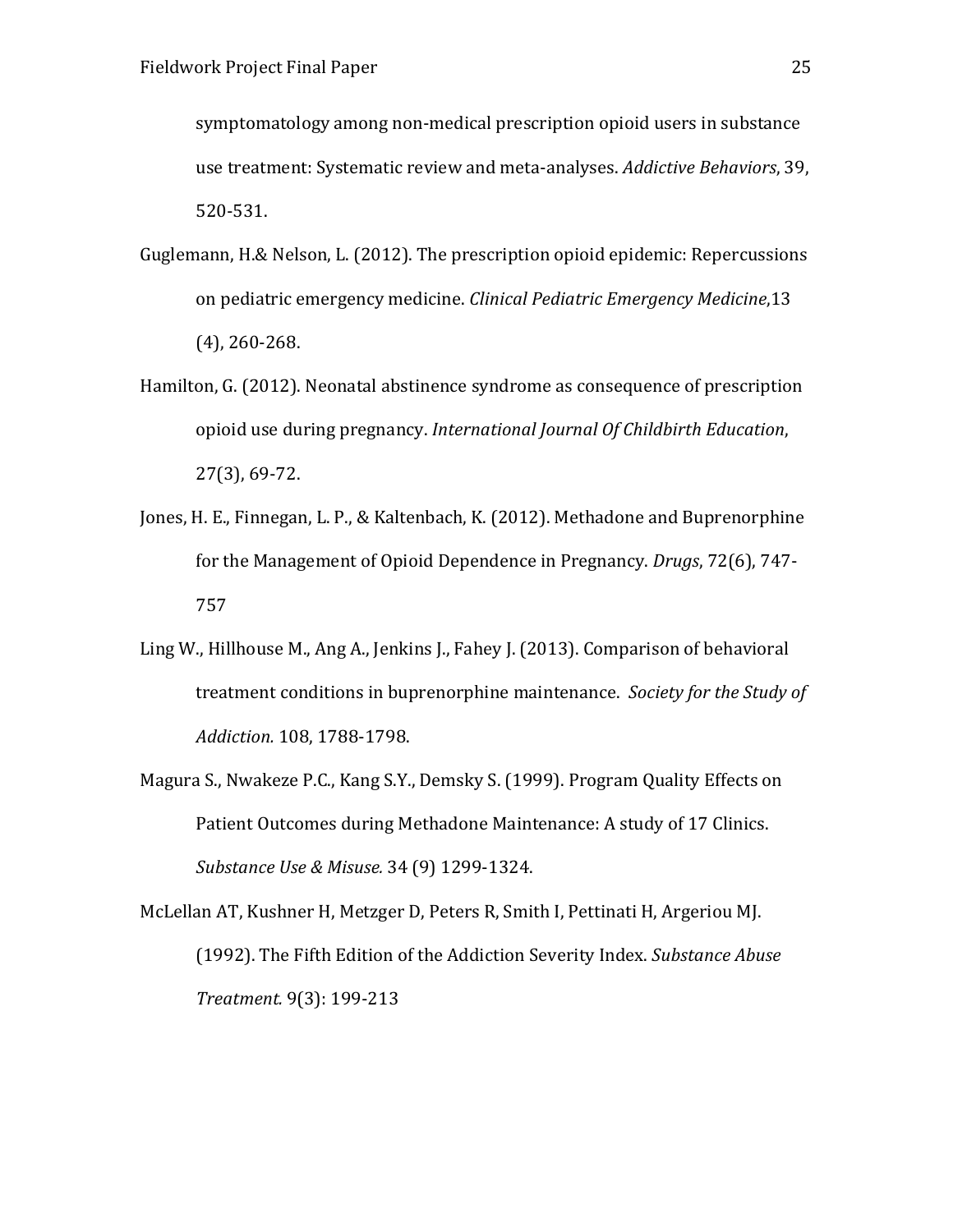symptomatology among non-medical prescription opioid users in substance use treatment: Systematic review and meta-analyses. *Addictive Behaviors*, 39, 520-531.

Guglemann, H.& Nelson, L. (2012). The prescription opioid epidemic: Repercussions on pediatric emergency medicine. *Clinical Pediatric Emergency Medicine*,13 (4), 260-268.

Hamilton, G. (2012). Neonatal abstinence syndrome as consequence of prescription opioid use during pregnancy. *International Journal Of Childbirth Education*, 27(3), 69-72.

Jones, H. E., Finnegan, L. P., & Kaltenbach, K. (2012). Methadone and Buprenorphine for the Management of Opioid Dependence in Pregnancy. *Drugs*, 72(6), 747-757

Ling W., Hillhouse M., Ang A., Jenkins J., Fahey J. (2013). Comparison of behavioral treatment conditions in buprenorphine maintenance. *Society for the Study of Addiction.* 108, 1788-1798.

Magura S., Nwakeze P.C., Kang S.Y., Demsky S. (1999). Program Quality Effects on Patient Outcomes during Methadone Maintenance: A study of 17 Clinics. *Substance Use & Misuse.* 34 (9) 1299-1324.

McLellan AT, Kushner H, Metzger D, Peters R, Smith I, Pettinati H, Argeriou MJ. (1992). The Fifth Edition of the Addiction Severity Index. *Substance Abuse Treatment.* 9(3): 199-213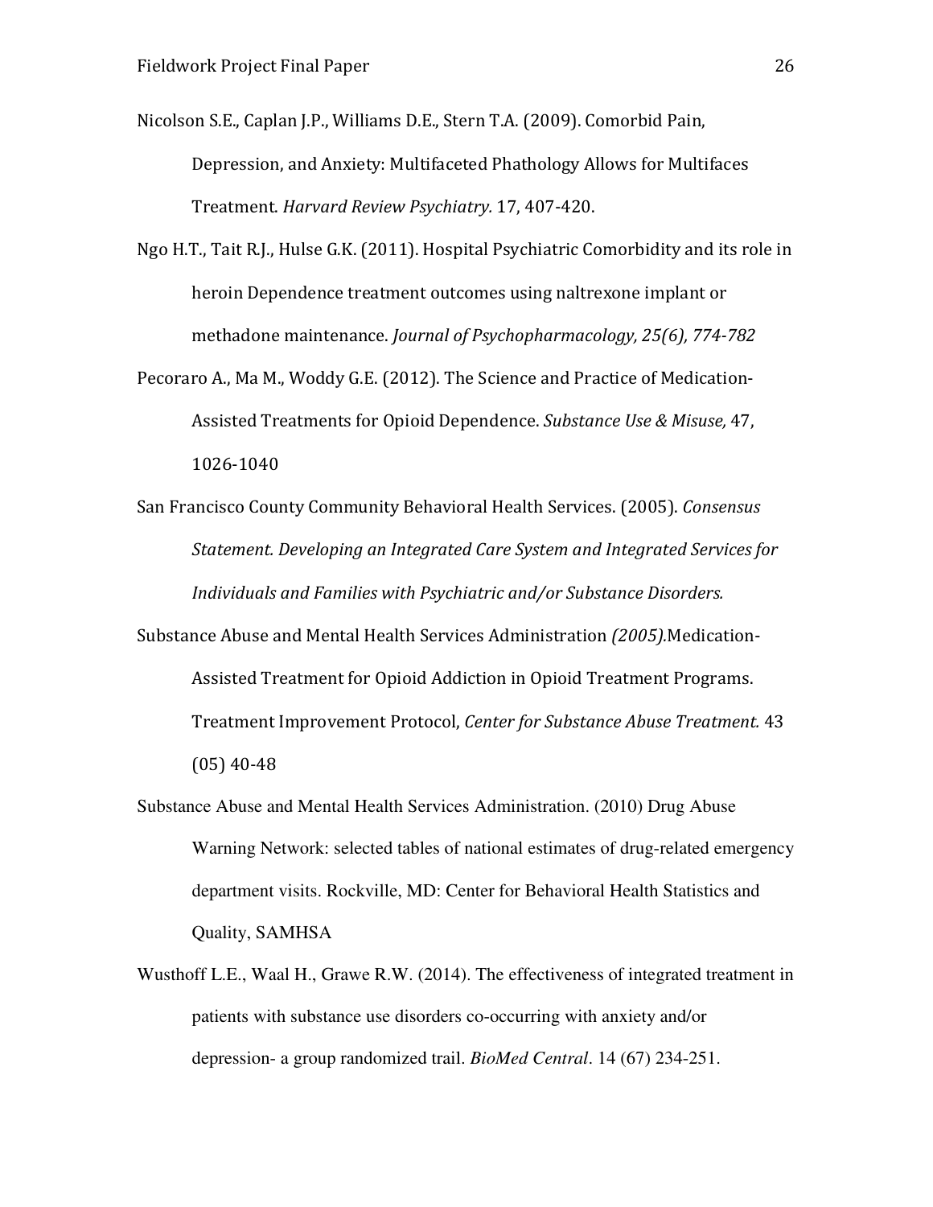Nicolson S.E., Caplan J.P., Williams D.E., Stern T.A. (2009). Comorbid Pain, Depression, and Anxiety: Multifaceted Phathology Allows for Multifaces Treatment. *Harvard Review Psychiatry.* 17, 407-420.

Ngo H.T., Tait R.J., Hulse G.K. (2011). Hospital Psychiatric Comorbidity and its role in heroin Dependence treatment outcomes using naltrexone implant or methadone maintenance. *Journal of Psychopharmacology, 25(6), 774-782*

Pecoraro A., Ma M., Woddy G.E. (2012). The Science and Practice of Medication-Assisted Treatments for Opioid Dependence. *Substance Use & Misuse,* 47, 1026-1040

San Francisco County Community Behavioral Health Services. (2005). *Consensus Statement. Developing an Integrated Care System and Integrated Services for Individuals and Families with Psychiatric and/or Substance Disorders.*

Substance Abuse and Mental Health Services Administration *(2005).*Medication-Assisted Treatment for Opioid Addiction in Opioid Treatment Programs. Treatment Improvement Protocol, *Center for Substance Abuse Treatment.* 43 (05) 40-48

Substance Abuse and Mental Health Services Administration. (2010) Drug Abuse Warning Network: selected tables of national estimates of drug-related emergency department visits. Rockville, MD: Center for Behavioral Health Statistics and Quality, SAMHSA

Wusthoff L.E., Waal H., Grawe R.W. (2014). The effectiveness of integrated treatment in patients with substance use disorders co-occurring with anxiety and/or depression- a group randomized trail. *BioMed Central*. 14 (67) 234-251.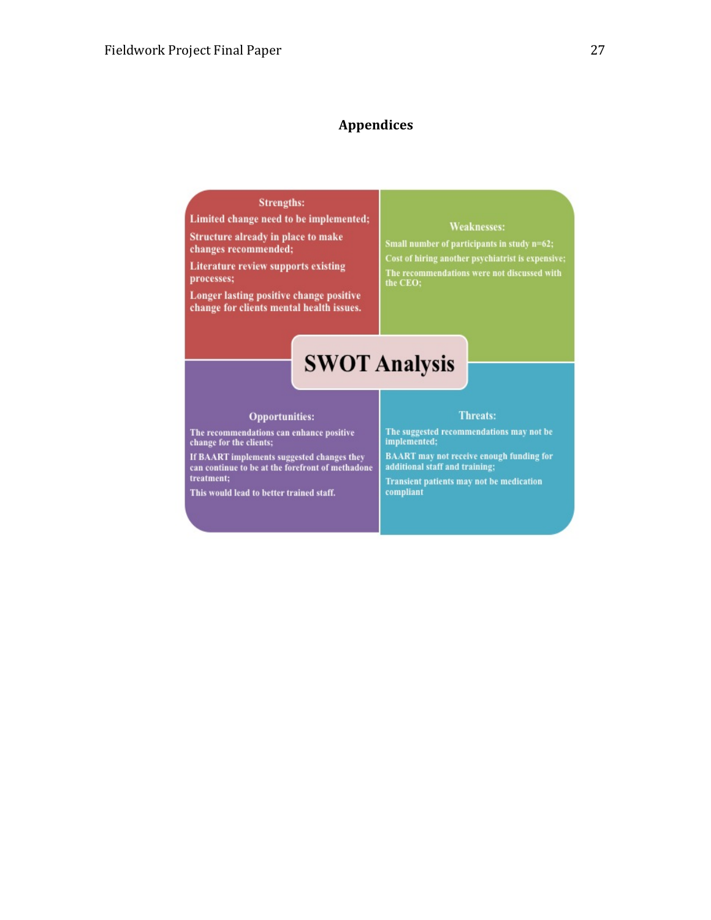## Appendices

**SWOT Analysis**

**Strengths:**

- Limited change need to be implemented;
- Structure already in place to make changes recommended;
- Literature review supports existing processes;
- Longer lasting positive change positive change for clients mental health issues.

**Weaknesses:**

- Small number of participants in study n=62;
- Cost of hiring another psychiatrist is expensive;
- The recommendations were not discussed with the CEO;

**Opportunities:**

- The recommendations can enhance positive change for the clients;
- If BAART implements suggested changes they can continue to be at the forefront of methadone treatment;
- This would lead to better trained staff.

**Threats:**

- The suggested recommendations may not be implemented;
- BAART may not receive enough funding for additional staff and training;
- Transient patients may not be medication compliant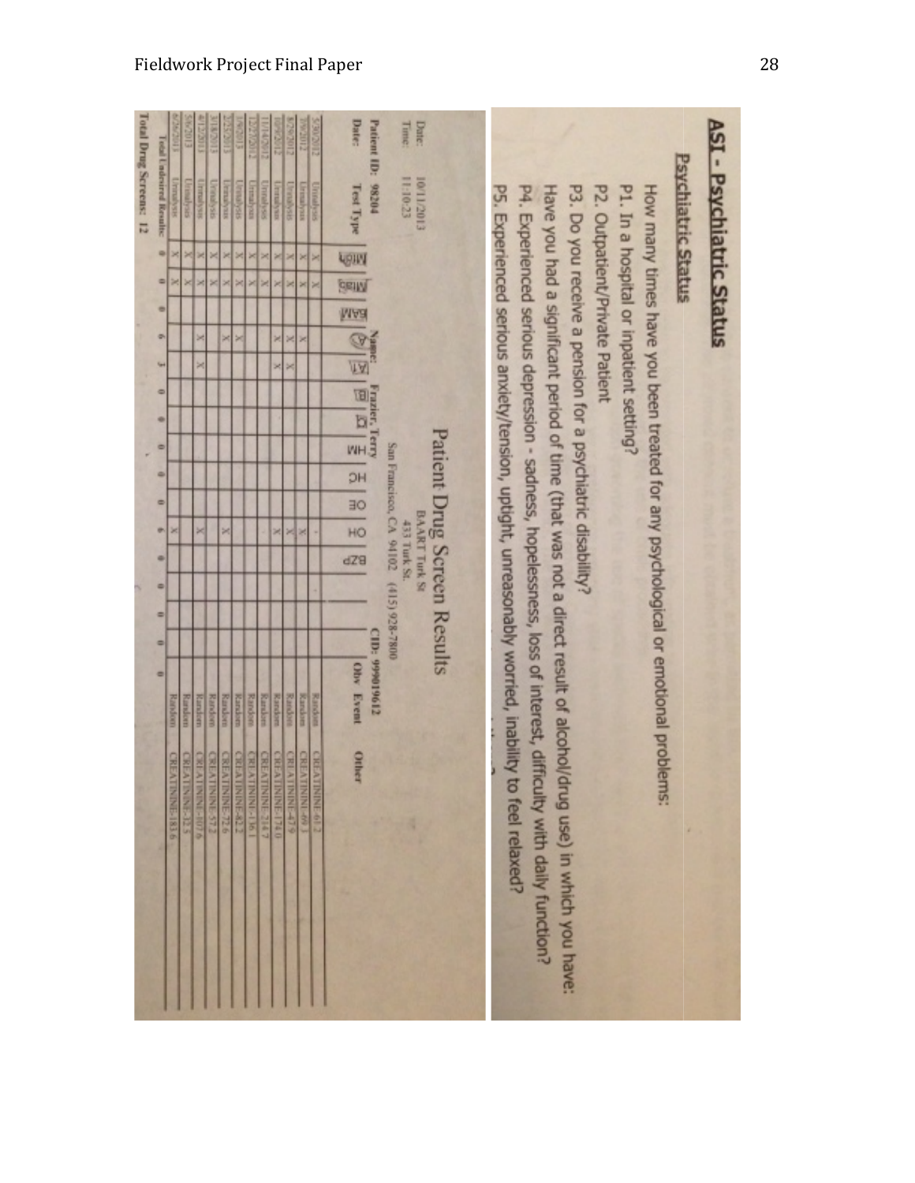# ASI - Psychiatric Status

## Psychiatric Status

How many times have you been treated for any psychological or emotional problems:

P1. In a hospital or inpatient setting?

P2. Outpatient/Private Patient

P3. Do you receive a pension for a psychiatric disability?

Have you had a significant period of time (that was not a direct result of alcohol/drug use) in which you have:

P4. Experienced serious depression - sadness, hopelessness, loss of interest, difficulty with daily function?

P5. Experienced serious anxiety/tension, uptight, unreasonably worried, inability to feel relaxed?

# Patient Drug Screen Results

BAART Turk St
433 Turk St.
San Francisco, CA 94102 (415) 928-7800

Date: 10/11/2013
Time: 11:10:23

Patient ID: 98204 Name: Frazier, Terry CID: 999019612

| Date | Test Type | MOP | MBS | MAV | | | | | MH | CH | OE | OH | BZP | | | | Obv | Event | Other |
|---|---|---|---|---|---|---|---|---|---|---|---|---|---|---|---|---|---|---|---|
| 5/30/2012 | Urinalysis | X | X | | | | | | | | | - | | | | | | Random | CREATININE-61.2 |
| 7/9/2012 | Urinalysis | X | X | | X | | | | | | | X | | | | | | Random | CREATININE-69.3 |
| 8/29/2012 | Urinalysis | X | X | | X | X | | | | | | X | | | | | | Random | CREATININE-47.9 |
| 10/9/2012 | Urinalysis | X | X | | X | X | | | | | | X | | | | | | Random | CREATININE-174.0 |
| 11/14/2012 | Urinalysis | X | X | | | | | | | | | | | | | | | Random | CREATININE-214.7 |
| 12/27/2012 | Urinalysis | X | X | | | | | | | | | | | | | | | Random | CREATININE-136.1 |
| 1/9/2013 | Urinalysis | X | X | | X | | | | | | | | | | | | | Random | CREATININE-82.2 |
| 2/25/2013 | Urinalysis | X | X | | X | | | | | | | X | | | | | | Random | CREATININE-72.6 |
| 3/18/2013 | Urinalysis | X | X | | | | | | | | | | | | | | | Random | CREATININE-57.2 |
| 4/12/2013 | Urinalysis | X | X | | X | X | | | | | | X | | | | | | Random | CREATININE-107.6 |
| 5/6/2013 | Urinalysis | X | X | | | | | | | | | | | | | | | Random | CREATININE-32.5 |
| 6/26/2013 | Urinalysis | X | X | | | | | | | | | X | | | | | | Random | CREATININE-183.6 |
| Total Undesired Results | | 0 | 0 | 0 | 6 | 3 | 0 | 0 | 0 | 0 | 0 | 6 | 0 | 0 | 0 | 0 | 0 | | |

Total Drug Screens: 12